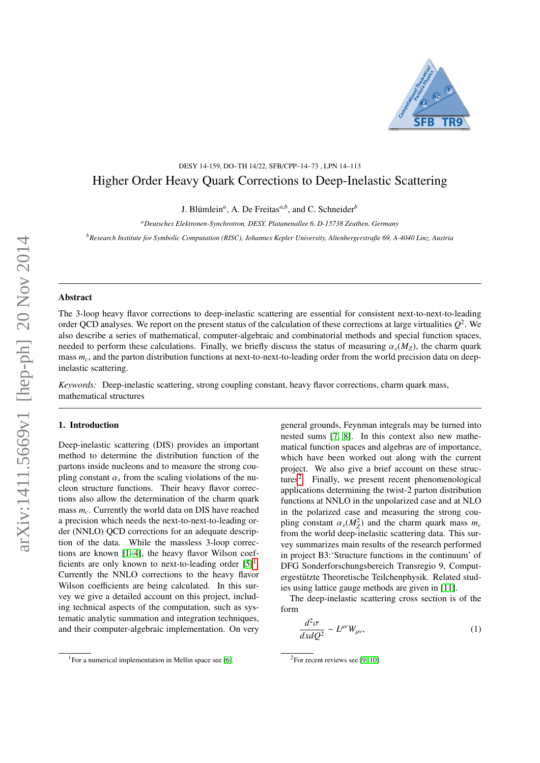DESY 14-159, DO–TH 14/22, SFB/CPP–14–73 , LPN 14–113

# Higher Order Heavy Quark Corrections to Deep-Inelastic Scattering

J. Blümlein[a], A. De Freitas[a,b], and C. Schneider[b]

[a]*Deutsches Elektronen-Synchrotron, DESY, Platanenallee 6, D-15738 Zeuthen, Germany*

[b]*Research Institute for Symbolic Computation (RISC), Johannes Kepler University, Altenbergerstraße 69, A-4040 Linz, Austria*

---

### Abstract

The 3-loop heavy flavor corrections to deep-inelastic scattering are essential for consistent next-to-next-to-leading order QCD analyses. We report on the present status of the calculation of these corrections at large virtualities $Q^2$. We also describe a series of mathematical, computer-algebraic and combinatorial methods and special function spaces, needed to perform these calculations. Finally, we briefly discuss the status of measuring $\alpha_s(M_Z)$, the charm quark mass $m_c$, and the parton distribution functions at next-to-next-to-leading order from the world precision data on deep-inelastic scattering.

*Keywords:* Deep-inelastic scattering, strong coupling constant, heavy flavor corrections, charm quark mass, mathematical structures

---

## 1. Introduction

Deep-inelastic scattering (DIS) provides an important method to determine the distribution function of the partons inside nucleons and to measure the strong coupling constant $\alpha_s$ from the scaling violations of the nucleon structure functions. Their heavy flavor corrections also allow the determination of the charm quark mass $m_c$. Currently the world data on DIS have reached a precision which needs the next-to-next-to-leading order (NNLO) QCD corrections for an adequate description of the data. While the massless 3-loop corrections are known [1–4], the heavy flavor Wilson coefficients are only known to next-to-leading order [5][1]. Currently the NNLO corrections to the heavy flavor Wilson coefficients are being calculated. In this survey we give a detailed account on this project, including technical aspects of the computation, such as systematic analytic summation and integration techniques, and their computer-algebraic implementation. On very general grounds, Feynman integrals may be turned into nested sums [7, 8]. In this context also new mathematical function spaces and algebras are of importance, which have been worked out along with the current project. We also give a brief account on these structures[2]. Finally, we present recent phenomenological applications determining the twist-2 parton distribution functions at NNLO in the unpolarized case and at NLO in the polarized case and measuring the strong coupling constant $\alpha_s(M_Z^2)$ and the charm quark mass $m_c$ from the world deep-inelastic scattering data. This survey summarizes main results of the research performed in project B3:'Structure functions in the continuum' of DFG Sonderforschungsbereich Transregio 9, Computergestützte Theoretische Teilchenphysik. Related studies using lattice gauge methods are given in [11].

The deep-inelastic scattering cross section is of the form

$$\frac{d^2\sigma}{dxdQ^2} \sim L^{\mu\nu} W_{\mu\nu}, \tag{1}$$

[1]For a numerical implementation in Mellin space see [6].

[2]For recent reviews see [9, 10].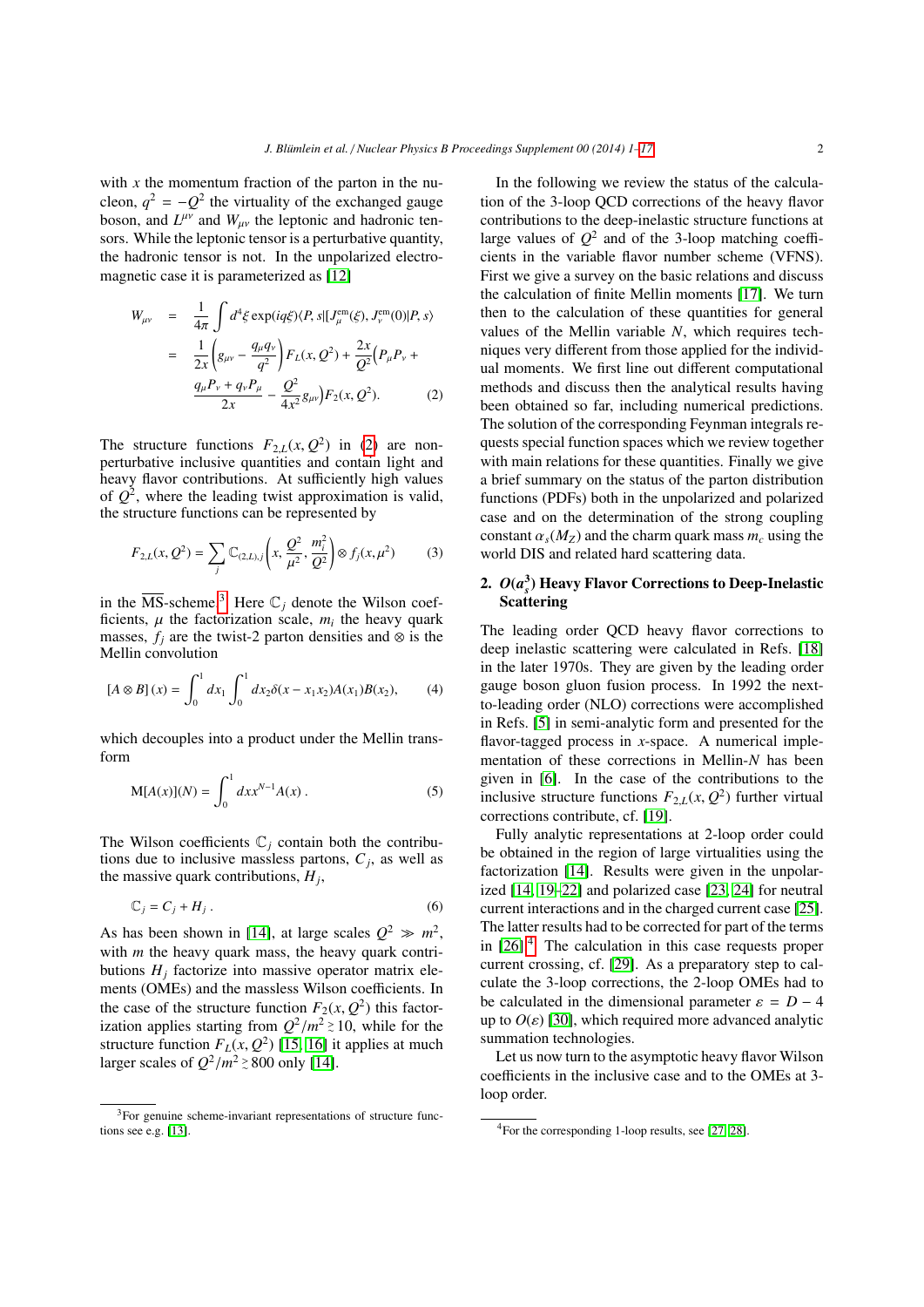with $x$ the momentum fraction of the parton in the nucleon, $q^2 = -Q^2$ the virtuality of the exchanged gauge boson, and $L^{\mu\nu}$ and $W_{\mu\nu}$ the leptonic and hadronic tensors. While the leptonic tensor is a perturbative quantity, the hadronic tensor is not. In the unpolarized electromagnetic case it is parameterized as [12]

$$
\begin{aligned}
W_{\mu\nu} &= \frac{1}{4\pi}\int d^4\xi \exp(iq\xi)\langle P,s|[J_\mu^{\rm em}(\xi),J_\nu^{\rm em}(0)|P,s\rangle \\
&= \frac{1}{2x}\left(g_{\mu\nu}-\frac{q_\mu q_\nu}{q^2}\right)F_L(x,Q^2)+\frac{2x}{Q^2}\Big(P_\mu P_\nu + \\
&\quad \frac{q_\mu P_\nu + q_\nu P_\mu}{2x} - \frac{Q^2}{4x^2}g_{\mu\nu}\Big)F_2(x,Q^2). \qquad (2)
\end{aligned}
$$

The structure functions $F_{2,L}(x,Q^2)$ in (2) are non-perturbative inclusive quantities and contain light and heavy flavor contributions. At sufficiently high values of $Q^2$, where the leading twist approximation is valid, the structure functions can be represented by

$$
F_{2,L}(x,Q^2) = \sum_j \mathbb{C}_{(2,L),j}\left(x,\frac{Q^2}{\mu^2},\frac{m_i^2}{Q^2}\right)\otimes f_j(x,\mu^2) \qquad (3)
$$

in the $\overline{\rm MS}$-scheme[3]. Here $\mathbb{C}_j$ denote the Wilson coefficients, $\mu$ the factorization scale, $m_i$ the heavy quark masses, $f_j$ are the twist-2 parton densities and $\otimes$ is the Mellin convolution

$$
[A\otimes B](x) = \int_0^1 dx_1\int_0^1 dx_2\delta(x-x_1x_2)A(x_1)B(x_2), \qquad (4)
$$

which decouples into a product under the Mellin transform

$$
\mathrm{M}[A(x)](N) = \int_0^1 dx x^{N-1}A(x)\,. \qquad (5)
$$

The Wilson coefficients $\mathbb{C}_j$ contain both the contributions due to inclusive massless partons, $C_j$, as well as the massive quark contributions, $H_j$,

$$
\mathbb{C}_j = C_j + H_j\,. \qquad (6)
$$

As has been shown in [14], at large scales $Q^2 \gg m^2$, with $m$ the heavy quark mass, the heavy quark contributions $H_j$ factorize into massive operator matrix elements (OMEs) and the massless Wilson coefficients. In the case of the structure function $F_2(x,Q^2)$ this factorization applies starting from $Q^2/m^2 \gtrsim 10$, while for the structure function $F_L(x,Q^2)$ [15, 16] it applies at much larger scales of $Q^2/m^2 \gtrsim 800$ only [14].

[3] For genuine scheme-invariant representations of structure functions see e.g. [13].

In the following we review the status of the calculation of the 3-loop QCD corrections of the heavy flavor contributions to the deep-inelastic structure functions at large values of $Q^2$ and of the 3-loop matching coefficients in the variable flavor number scheme (VFNS). First we give a survey on the basic relations and discuss the calculation of finite Mellin moments [17]. We turn then to the calculation of these quantities for general values of the Mellin variable $N$, which requires techniques very different from those applied for the individual moments. We first line out different computational methods and discuss then the analytical results having been obtained so far, including numerical predictions. The solution of the corresponding Feynman integrals requests special function spaces which we review together with main relations for these quantities. Finally we give a brief summary on the status of the parton distribution functions (PDFs) both in the unpolarized and polarized case and on the determination of the strong coupling constant $\alpha_s(M_Z)$ and the charm quark mass $m_c$ using the world DIS and related hard scattering data.

## 2. $O(a_s^3)$ Heavy Flavor Corrections to Deep-Inelastic Scattering

The leading order QCD heavy flavor corrections to deep inelastic scattering were calculated in Refs. [18] in the later 1970s. They are given by the leading order gauge boson gluon fusion process. In 1992 the next-to-leading order (NLO) corrections were accomplished in Refs. [5] in semi-analytic form and presented for the flavor-tagged process in $x$-space. A numerical implementation of these corrections in Mellin-$N$ has been given in [6]. In the case of the contributions to the inclusive structure functions $F_{2,L}(x,Q^2)$ further virtual corrections contribute, cf. [19].

Fully analytic representations at 2-loop order could be obtained in the region of large virtualities using the factorization [14]. Results were given in the unpolarized [14, 19–22] and polarized case [23, 24] for neutral current interactions and in the charged current case [25]. The latter results had to be corrected for part of the terms in [26][4]. The calculation in this case requests proper current crossing, cf. [29]. As a preparatory step to calculate the 3-loop corrections, the 2-loop OMEs had to be calculated in the dimensional parameter $\varepsilon = D-4$ up to $O(\varepsilon)$ [30], which required more advanced analytic summation technologies.

Let us now turn to the asymptotic heavy flavor Wilson coefficients in the inclusive case and to the OMEs at 3-loop order.

[4] For the corresponding 1-loop results, see [27, 28].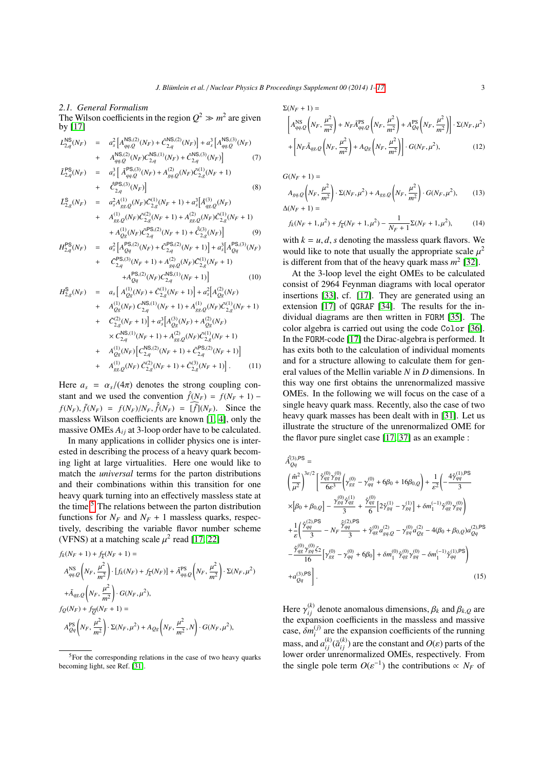### 2.1. General Formalism

The Wilson coefficients in the region $Q^2 \gg m^2$ are given by [17]

$$
\begin{aligned}
L_{2,q}^{\mathsf{NS}}(N_F) &= a_s^2\Big[A_{qq,Q}^{\mathsf{NS},(2)}(N_F) + \hat{C}_{2,q}^{\mathsf{NS},(2)}(N_F)\Big] + a_s^3\Big[A_{qq,Q}^{\mathsf{NS},(3)}(N_F) \\
&+ A_{qq,Q}^{\mathsf{NS},(2)}(N_F) C_{2,q}^{\mathsf{NS},(1)}(N_F) + \hat{C}_{2,q}^{\mathsf{NS},(3)}(N_F)\Big] \qquad (7)
\end{aligned}
$$

$$
\begin{aligned}
\tilde{L}_{2,q}^{\mathsf{PS}}(N_F) &= a_s^3\Big[\,\tilde{A}_{qq,Q}^{\mathsf{PS},(3)}(N_F) + A_{gq,Q}^{(2)}(N_F)\tilde{C}_{2,g}^{(1)}(N_F+1) \\
&+ \hat{\tilde{C}}_{2,q}^{\mathsf{PS},(3)}(N_F)\Big] \qquad (8)
\end{aligned}
$$

$$
\begin{aligned}
\tilde{L}_{2,g}^{\mathsf{S}}(N_F) &= a_s^2 A_{gg,Q}^{(1)}(N_F)\tilde{C}_{2,g}^{(1)}(N_F+1) + a_s^3\Big[\tilde{A}_{qg,Q}^{(3)}(N_F) \\
&+ A_{gg,Q}^{(1)}(N_F)\tilde{C}_{2,g}^{(2)}(N_F+1) + A_{gg,Q}^{(2)}(N_F)\tilde{C}_{2,g}^{(1)}(N_F+1) \\
&+ A_{Qg}^{(1)}(N_F)\tilde{C}_{2,q}^{\mathsf{PS},(2)}(N_F+1) + \hat{\tilde{C}}_{2,g}^{(3)}(N_F)\Big] \qquad (9)
\end{aligned}
$$

$$
\begin{aligned}
H_{2,q}^{\mathsf{PS}}(N_F) &= a_s^2\Big[A_{Qq}^{\mathsf{PS},(2)}(N_F) + \tilde{C}_{2,q}^{\mathsf{PS},(2)}(N_F+1)\Big] + a_s^3\Big[A_{Qq}^{\mathsf{PS},(3)}(N_F) \\
&+ \tilde{C}_{2,q}^{\mathsf{PS},(3)}(N_F+1) + A_{gq,Q}^{(2)}(N_F)\tilde{C}_{2,g}^{(1)}(N_F+1) \\
&+ A_{Qq}^{\mathsf{PS},(2)}(N_F) C_{2,q}^{\mathsf{NS},(1)}(N_F+1)\Big] \qquad (10)
\end{aligned}
$$

$$
\begin{aligned}
H_{2,g}^{\mathsf{S}}(N_F) &= a_s\Big[\,A_{Qg}^{(1)}(N_F) + \tilde{C}_{2,g}^{(1)}(N_F+1)\Big] + a_s^2\Big[A_{Qg}^{(2)}(N_F) \\
&+ A_{Qg}^{(1)}(N_F)\, C_{2,q}^{\mathsf{NS},(1)}(N_F+1) + A_{gg,Q}^{(1)}(N_F)\tilde{C}_{2,g}^{(1)}(N_F+1) \\
&+ \tilde{C}_{2,g}^{(2)}(N_F+1)\Big] + a_s^3\Big[A_{Qg}^{(3)}(N_F) + A_{Qg}^{(2)}(N_F) \\
&\times C_{2,q}^{\mathsf{NS},(1)}(N_F+1) + A_{gg,Q}^{(2)}(N_F)\tilde{C}_{2,g}^{(1)}(N_F+1) \\
&+ A_{Qg}^{(1)}(N_F)\Big[C_{2,q}^{\mathsf{NS},(2)}(N_F+1) + \tilde{C}_{2,q}^{\mathsf{PS},(2)}(N_F+1)\Big] \\
&+ A_{gg,Q}^{(1)}(N_F)\,\tilde{C}_{2,g}^{(2)}(N_F+1) + \tilde{C}_{2,g}^{(3)}(N_F+1)\Big]. \qquad (11)
\end{aligned}
$$

Here $a_s = \alpha_s/(4\pi)$ denotes the strong coupling constant and we used the convention $\hat{f}(N_F) = f(N_F+1) - f(N_F), \tilde{f}(N_F) = f(N_F)/N_F, \hat{\tilde{f}}(N_F) = \widehat{[\tilde{f}]}(N_F)$. Since the massless Wilson coefficients are known [1, 4], only the massive OMEs $A_{ij}$ at 3-loop order have to be calculated.

In many applications in collider physics one is interested in describing the process of a heavy quark becoming light at large virtualities. Here one would like to match the *universal* terms for the parton distributions and their combinations within this transition for one heavy quark turning into an effectively massless state at the time.[5] The relations between the parton distribution functions for $N_F$ and $N_F+1$ massless quarks, respectively, describing the variable flavor number scheme (VFNS) at a matching scale $\mu^2$ read [17, 22]

$$
\begin{aligned}
& f_k(N_F+1) + f_{\overline{k}}(N_F+1) = \\
& A_{qq,Q}^{\rm NS}\left(N_F, \frac{\mu^2}{m^2}\right)\cdot\left[f_k(N_F) + f_{\overline{k}}(N_F)\right] + \tilde{A}_{qq,Q}^{\rm PS}\left(N_F, \frac{\mu^2}{m^2}\right)\cdot\Sigma(N_F,\mu^2) \\
& + \tilde{A}_{qg,Q}\left(N_F, \frac{\mu^2}{m^2}\right)\cdot G(N_F,\mu^2), \\
& f_Q(N_F) + f_{\overline{Q}}(N_F+1) = \\
& A_{Qq}^{\rm PS}\left(N_F, \frac{\mu^2}{m^2}\right)\cdot\Sigma(N_F,\mu^2) + A_{Qg}\left(N_F, \frac{\mu^2}{m^2}, N\right)\cdot G(N_F,\mu^2),
\end{aligned}
$$

$$
\begin{aligned}
& \Sigma(N_F+1) = \\
& \left[A_{qq,Q}^{\rm NS}\left(N_F, \frac{\mu^2}{m^2}\right) + N_F\tilde{A}_{qq,Q}^{\rm PS}\left(N_F, \frac{\mu^2}{m^2}\right) + A_{Qq}^{\rm PS}\left(N_F, \frac{\mu^2}{m^2}\right)\right]\cdot\Sigma(N_F,\mu^2) \\
& + \left[N_F\tilde{A}_{qg,Q}\left(N_F, \frac{\mu^2}{m^2}\right) + A_{Qg}\left(N_F, \frac{\mu^2}{m^2}\right)\right]\cdot G(N_F,\mu^2), \qquad (12)
\end{aligned}
$$

$$
\begin{aligned}
& G(N_F+1) = \\
& A_{gq,Q}\left(N_F, \frac{\mu^2}{m^2}\right)\cdot\Sigma(N_F,\mu^2) + A_{gg,Q}\left(N_F, \frac{\mu^2}{m^2}\right)\cdot G(N_F,\mu^2), \qquad (13)
\end{aligned}
$$

$$
\begin{aligned}
& \Delta(N_F+1) = \\
& f_k(N_F+1,\mu^2) + f_{\overline{k}}(N_F+1,\mu^2) - \frac{1}{N_F+1}\Sigma(N_F+1,\mu^2), \qquad (14)
\end{aligned}
$$

with $k = u, d, s$ denoting the massless quark flavors. We would like to note that usually the appropriate scale $\mu^2$ is different from that of the heavy quark mass $m^2$ [32].

At the 3-loop level the eight OMEs to be calculated consist of 2964 Feynman diagrams with local operator insertions [33], cf. [17]. They are generated using an extension [17] of `QGRAF` [34]. The results for the individual diagrams are then written in `FORM` [35]. The color algebra is carried out using the code `Color` [36]. In the `FORM`-code [17] the Dirac-algebra is performed. It has exits both to the calculation of individual moments and for a structure allowing to calculate them for general values of the Mellin variable $N$ in $D$ dimensions. In this way one first obtains the unrenormalized massive OMEs. In the following we will focus on the case of a single heavy quark mass. Recently, also the case of two heavy quark masses has been dealt with in [31]. Let us illustrate the structure of the unrenormalized OME for the flavor pure singlet case [17, 37] as an example :

$$
\begin{aligned}
& \hat{\hat{A}}_{Qq}^{(3),\rm PS} = \\
& \left(\frac{\hat{m}^2}{\mu^2}\right)^{3\varepsilon/2}\Bigg[\frac{\hat{\gamma}_{qg}^{(0)}\gamma_{gq}^{(0)}}{6\varepsilon^3}\left(\gamma_{gg}^{(0)} - \gamma_{qq}^{(0)} + 6\beta_0 + 16\beta_{0,Q}\right) + \frac{1}{\varepsilon^2}\Bigg(-\frac{4\hat{\gamma}_{qq}^{(1),\rm PS}}{3} \\
& \times\left[\beta_0 + \beta_{0,Q}\right] - \frac{\gamma_{gq}^{(0)}\hat{\gamma}_{qg}^{(1)}}{3} + \frac{\hat{\gamma}_{qg}^{(0)}}{6}\left[2\hat{\gamma}_{gq}^{(1)} - \gamma_{gq}^{(1)}\right] + \delta m_1^{(-1)}\hat{\gamma}_{qg}^{(0)}\gamma_{gq}^{(0)}\Bigg) \\
& + \frac{1}{\varepsilon}\Bigg(\frac{\hat{\gamma}_{qq}^{(2),\rm PS}}{3} - N_F\frac{\hat{\tilde{\gamma}}_{qq}^{(2),\rm PS}}{3} + \hat{\gamma}_{qg}^{(0)}a_{gq,Q}^{(2)} - \gamma_{gq}^{(0)}a_{Qg}^{(2)} - 4(\beta_0 + \beta_{0,Q})a_{Qq}^{(2),\rm PS} \\
& - \frac{\hat{\gamma}_{qg}^{(0)}\gamma_{gq}^{(0)}\zeta_2}{16}\left[\gamma_{gg}^{(0)} - \gamma_{qq}^{(0)} + 6\beta_0\right] + \delta m_1^{(0)}\hat{\gamma}_{qg}^{(0)}\gamma_{gq}^{(0)} - \delta m_1^{(-1)}\hat{\gamma}_{qq}^{(1),\rm PS}\Bigg) \\
& + a_{Qq}^{(3),\rm PS}\Bigg]. \qquad (15)
\end{aligned}
$$

Here $\gamma_{ij}^{(k)}$ denote anomalous dimensions, $\beta_k$ and $\beta_{k,Q}$ are the expansion coefficients in the massless and massive case, $\delta m_i^{(j)}$ are the expansion coefficients of the running mass, and $a_{ij}^{(k)} (\bar{a}_{ij}^{(k)})$ are the constant and $O(\varepsilon)$ parts of the lower order unrenormalized OMEs, respectively. From the single pole term $O(\varepsilon^{-1})$ the contributions $\propto N_F$ of

[5] For the corresponding relations in the case of two heavy quarks becoming light, see Ref. [31].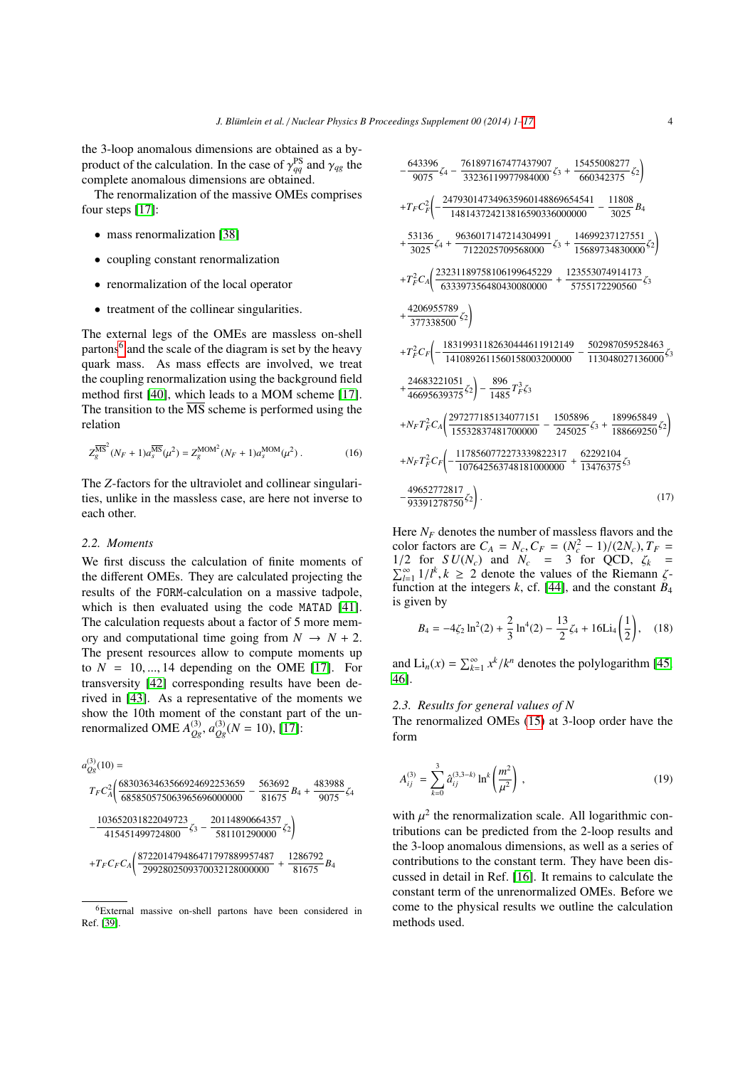the 3-loop anomalous dimensions are obtained as a by-product of the calculation. In the case of $\gamma_{qq}^{\rm PS}$ and $\gamma_{qg}$ the complete anomalous dimensions are obtained.

The renormalization of the massive OMEs comprises four steps [17]:

- mass renormalization [38]
- coupling constant renormalization
- renormalization of the local operator
- treatment of the collinear singularities.

The external legs of the OMEs are massless on-shell partons[6] and the scale of the diagram is set by the heavy quark mass. As mass effects are involved, we treat the coupling renormalization using the background field method first [40], which leads to a MOM scheme [17]. The transition to the $\overline{\rm MS}$ scheme is performed using the relation

$$Z_g^{\overline{\rm MS}^2}(N_F+1)a_s^{\overline{\rm MS}}(\mu^2) = Z_g^{\rm MOM^2}(N_F+1)a_s^{\rm MOM}(\mu^2)\,. \qquad (16)$$

The $Z$-factors for the ultraviolet and collinear singularities, unlike in the massless case, are here not inverse to each other.

### 2.2. Moments

We first discuss the calculation of finite moments of the different OMEs. They are calculated projecting the results of the FORM-calculation on a massive tadpole, which is then evaluated using the code MATAD [41]. The calculation requests about a factor of 5 more memory and computational time going from $N \rightarrow N+2$. The present resources allow to compute moments up to $N = 10,...,14$ depending on the OME [17]. For transversity [42] corresponding results have been derived in [43]. As a representative of the moments we show the 10th moment of the constant part of the unrenormalized OME $A_{Qg}^{(3)}$, $a_{Qg}^{(3)}(N=10)$, [17]:

$$\begin{aligned}
a_{Qg}^{(3)}(10) =\;& T_F C_A^2\Biggl(\frac{6830363463566924692253659}{685850575063965696000000} - \frac{563692}{81675}B_4 + \frac{483988}{9075}\zeta_4 \\
&- \frac{103652031822049723}{415451499724800}\zeta_3 - \frac{20114890664357}{581101290000}\zeta_2\Biggr) \\
&+ T_F C_F C_A\Biggl(\frac{872201479486471797889957487}{2992802509370032128000000} + \frac{1286792}{81675}B_4 \\
&- \frac{643396}{9075}\zeta_4 - \frac{761897167477437907}{33236119977984000}\zeta_3 + \frac{15455008277}{660342375}\zeta_2\Biggr) \\
&+ T_F C_F^2\Biggl(-\frac{247930147349635960148869654541}{148143724213816590336000000} - \frac{11808}{3025}B_4 \\
&+ \frac{53136}{3025}\zeta_4 + \frac{9636017147214304991}{7122025709568000}\zeta_3 + \frac{14699237127551}{15689734830000}\zeta_2\Biggr) \\
&+ T_F^2 C_A\Biggl(\frac{23231189758106199645229}{633397356480430080000} + \frac{123553074914173}{5755172290560}\zeta_3 \\
&+ \frac{4206955789}{377338500}\zeta_2\Biggr) \\
&+ T_F^2 C_F\Biggl(-\frac{18319931182630444611912149}{14108926115601580032000000} - \frac{502987059528463}{113048027136000}\zeta_3 \\
&+ \frac{24683221051}{46695639375}\zeta_2\Biggr) - \frac{896}{1485}T_F^3\zeta_3 \\
&+ N_F T_F^2 C_A\Biggl(\frac{297277185134077151}{15532837481700000} - \frac{1505896}{245025}\zeta_3 + \frac{189965849}{188669250}\zeta_2\Biggr) \\
&+ N_F T_F^2 C_F\Biggl(-\frac{1178560772273339822317}{107642563748181000000} + \frac{62292104}{13476375}\zeta_3 \\
&- \frac{49652772817}{93391278750}\zeta_2\Biggr)\,. 
\end{aligned} \qquad (17)$$

Here $N_F$ denotes the number of massless flavors and the color factors are $C_A = N_c, C_F = (N_c^2-1)/(2N_c), T_F = 1/2$ for $SU(N_c)$ and $N_c = 3$ for QCD, $\zeta_k = \sum_{l=1}^{\infty} 1/l^k, k \geq 2$ denote the values of the Riemann $\zeta$-function at the integers $k$, cf. [44], and the constant $B_4$ is given by

$$B_4 = -4\zeta_2\ln^2(2) + \frac{2}{3}\ln^4(2) - \frac{13}{2}\zeta_4 + 16{\rm Li}_4\left(\frac{1}{2}\right), \qquad (18)$$

and ${\rm Li}_n(x) = \sum_{k=1}^{\infty} x^k/k^n$ denotes the polylogarithm [45, 46].

### 2.3. Results for general values of N

The renormalized OMEs (15) at 3-loop order have the form

$$A_{ij}^{(3)} = \sum_{k=0}^{3} \hat{a}_{ij}^{(3,3-k)} \ln^k\left(\frac{m^2}{\mu^2}\right)\,, \qquad (19)$$

with $\mu^2$ the renormalization scale. All logarithmic contributions can be predicted from the 2-loop results and the 3-loop anomalous dimensions, as well as a series of contributions to the constant term. They have been discussed in detail in Ref. [16]. It remains to calculate the constant term of the unrenormalized OMEs. Before we come to the physical results we outline the calculation methods used.

[6] External massive on-shell partons have been considered in Ref. [39].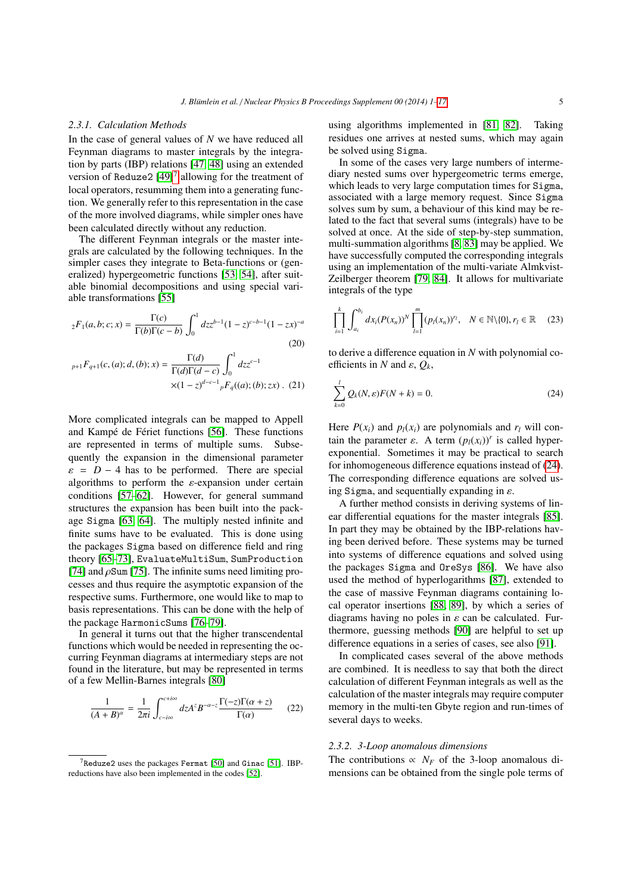### 2.3.1. Calculation Methods

In the case of general values of $N$ we have reduced all Feynman diagrams to master integrals by the integration by parts (IBP) relations [47, 48] using an extended version of `Reduze2` [49][7] allowing for the treatment of local operators, resumming them into a generating function. We generally refer to this representation in the case of the more involved diagrams, while simpler ones have been calculated directly without any reduction.

The different Feynman integrals or the master integrals are calculated by the following techniques. In the simpler cases they integrate to Beta-functions or (generalized) hypergeometric functions [53, 54], after suitable binomial decompositions and using special variable transformations [55]

$$ {}_2F_1(a,b;c;x) = \frac{\Gamma(c)}{\Gamma(b)\Gamma(c-b)} \int_0^1 dz z^{b-1}(1-z)^{c-b-1}(1-zx)^{-a} \tag{20} $$

$$ {}_{p+1}F_{q+1}(c,(a);d,(b);x) = \frac{\Gamma(d)}{\Gamma(d)\Gamma(d-c)} \int_0^1 dz z^{c-1} \times (1-z)^{d-c-1} {}_pF_q((a);(b);zx) \,. \tag{21} $$

More complicated integrals can be mapped to Appell and Kampé de Fériet functions [56]. These functions are represented in terms of multiple sums. Subsequently the expansion in the dimensional parameter $\varepsilon = D-4$ has to be performed. There are special algorithms to perform the $\varepsilon$-expansion under certain conditions [57–62]. However, for general summand structures the expansion has been built into the package `Sigma` [63, 64]. The multiply nested infinite and finite sums have to be evaluated. This is done using the packages `Sigma` based on difference field and ring theory [65–73], `EvaluateMultiSum`, `SumProduction` [74] and $\rho$`Sum` [75]. The infinite sums need limiting processes and thus require the asymptotic expansion of the respective sums. Furthermore, one would like to map to basis representations. This can be done with the help of the package `HarmonicSums` [76–79].

In general it turns out that the higher transcendental functions which would be needed in representing the occurring Feynman diagrams at intermediary steps are not found in the literature, but may be represented in terms of a few Mellin-Barnes integrals [80]

$$ \frac{1}{(A+B)^\alpha} = \frac{1}{2\pi i} \int_{c-i\infty}^{c+i\infty} dz A^z B^{-\alpha-z} \frac{\Gamma(-z)\Gamma(\alpha+z)}{\Gamma(\alpha)} \tag{22} $$

using algorithms implemented in [81, 82]. Taking residues one arrives at nested sums, which may again be solved using `Sigma`.

In some of the cases very large numbers of intermediary nested sums over hypergeometric terms emerge, which leads to very large computation times for `Sigma`, associated with a large memory request. Since `Sigma` solves sum by sum, a behaviour of this kind may be related to the fact that several sums (integrals) have to be solved at once. At the side of step-by-step summation, multi-summation algorithms [8, 83] may be applied. We have successfully computed the corresponding integrals using an implementation of the multi-variate Almkvist-Zeilberger theorem [79, 84]. It allows for multivariate integrals of the type

$$ \prod_{i=1}^{k} \int_{a_i}^{b_i} dx_i (P(x_n))^N \prod_{l=1}^{m} (p_l(x_n))^{r_l}, \quad N \in \mathbb{N}\backslash\{0\}, r_l \in \mathbb{R} \tag{23} $$

to derive a difference equation in $N$ with polynomial coefficients in $N$ and $\varepsilon$, $Q_k$,

$$ \sum_{k=0}^{l} Q_k(N,\varepsilon) F(N+k) = 0. \tag{24} $$

Here $P(x_i)$ and $p_l(x_i)$ are polynomials and $r_l$ will contain the parameter $\varepsilon$. A term $(p_l(x_i))^r$ is called hyperexponential. Sometimes it may be practical to search for inhomogeneous difference equations instead of (24). The corresponding difference equations are solved using `Sigma`, and sequentially expanding in $\varepsilon$.

A further method consists in deriving systems of linear differential equations for the master integrals [85]. In part they may be obtained by the IBP-relations having been derived before. These systems may be turned into systems of difference equations and solved using the packages `Sigma` and `OreSys` [86]. We have also used the method of hyperlogarithms [87], extended to the case of massive Feynman diagrams containing local operator insertions [88, 89], by which a series of diagrams having no poles in $\varepsilon$ can be calculated. Furthermore, guessing methods [90] are helpful to set up difference equations in a series of cases, see also [91].

In complicated cases several of the above methods are combined. It is needless to say that both the direct calculation of different Feynman integrals as well as the calculation of the master integrals may require computer memory in the multi-ten Gbyte region and run-times of several days to weeks.

### 2.3.2. 3-Loop anomalous dimensions

The contributions $\propto N_F$ of the 3-loop anomalous dimensions can be obtained from the single pole terms of

[7] `Reduze2` uses the packages `Fermat` [50] and `Ginac` [51]. IBP-reductions have also been implemented in the codes [52].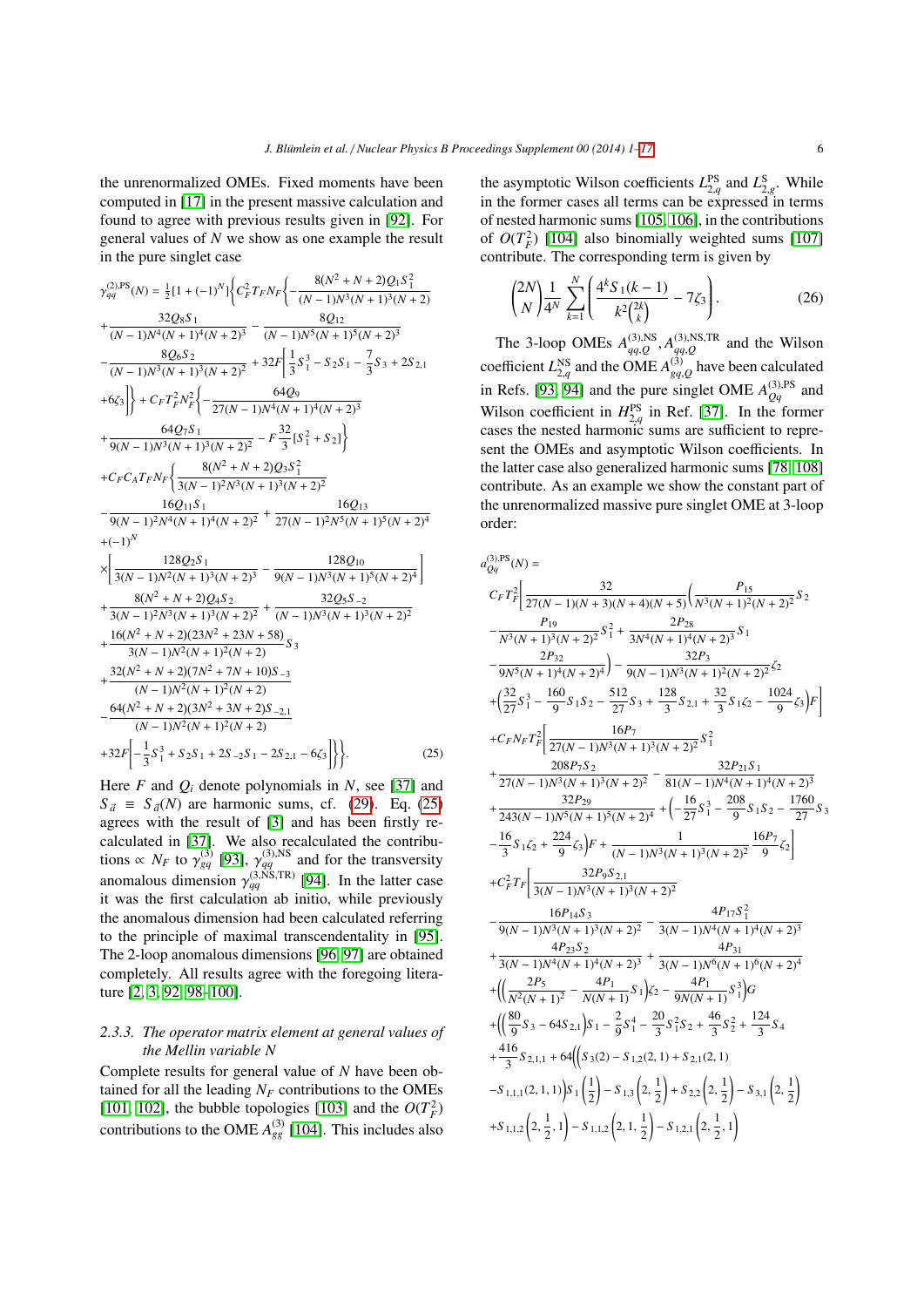the unrenormalized OMEs. Fixed moments have been computed in [17] in the present massive calculation and found to agree with previous results given in [92]. For general values of $N$ we show as one example the result in the pure singlet case

$$
\begin{aligned}
\gamma_{qq}^{(2),\rm PS}(N) &= \frac{1}{2}[1+(-1)^N]\Biggl\{C_F^2 T_F N_F\Biggl\{-\frac{8(N^2+N+2)Q_1 S_1^2}{(N-1)N^3(N+1)^3(N+2)} \\
&+\frac{32 Q_8 S_1}{(N-1)N^4(N+1)^4(N+2)^3}-\frac{8Q_{12}}{(N-1)N^5(N+1)^5(N+2)^3} \\
&-\frac{8Q_6 S_2}{(N-1)N^3(N+1)^3(N+2)^2}+32F\left[\frac{1}{3}S_1^3-S_2S_1-\frac{7}{3}S_3+2S_{2,1}\right. \\
&\left.+6\zeta_3\right]\Biggr\}+C_F T_F^2 N_F^2\Biggl\{-\frac{64Q_9}{27(N-1)N^4(N+1)^4(N+2)^3} \\
&+\frac{64Q_7 S_1}{9(N-1)N^3(N+1)^3(N+2)^2}-F\frac{32}{3}[S_1^2+S_2]\Biggr\} \\
&+C_F C_A T_F N_F\Biggl\{\frac{8(N^2+N+2)Q_3 S_1^2}{3(N-1)^2N^3(N+1)^3(N+2)^2} \\
&-\frac{16 Q_{11} S_1}{9(N-1)^2N^4(N+1)^4(N+2)^2}+\frac{16Q_{13}}{27(N-1)^2N^5(N+1)^5(N+2)^4} \\
&+(-1)^N \\
&\times\left[\frac{128 Q_2 S_1}{3(N-1)N^2(N+1)^3(N+2)^3}-\frac{128 Q_{10}}{9(N-1)N^3(N+1)^5(N+2)^4}\right] \\
&+\frac{8(N^2+N+2)Q_4 S_2}{3(N-1)^2N^3(N+1)^3(N+2)^2}+\frac{32 Q_5 S_{-2}}{(N-1)N^3(N+1)^3(N+2)^2} \\
&+\frac{16(N^2+N+2)(23N^2+23N+58)}{3(N-1)N^2(N+1)^2(N+2)}S_3 \\
&+\frac{32(N^2+N+2)(7N^2+7N+10)S_{-3}}{(N-1)N^2(N+1)^2(N+2)} \\
&-\frac{64(N^2+N+2)(3N^2+3N+2)S_{-2,1}}{(N-1)N^2(N+1)^2(N+2)} \\
&+32F\left[-\frac{1}{3}S_1^3+S_2S_1+2S_{-2}S_1-2S_{2,1}-6\zeta_3\right]\Biggr\}\Biggr\}. \qquad (25)
\end{aligned}
$$

Here $F$ and $Q_i$ denote polynomials in $N$, see [37] and $S_{\vec{a}} \equiv S_{\vec{a}}(N)$ are harmonic sums, cf. (29). Eq. (25) agrees with the result of [3] and has been firstly recalculated in [37]. We also recalculated the contributions $\propto N_F$ to $\gamma_{gq}^{(3)}$ [93], $\gamma_{qq}^{(3),\rm NS}$ and for the transversity anomalous dimension $\gamma_{qq}^{(3,\rm NS,TR)}$ [94]. In the latter case it was the first calculation ab initio, while previously the anomalous dimension had been calculated referring to the principle of maximal transcendentality in [95]. The 2-loop anomalous dimensions [96, 97] are obtained completely. All results agree with the foregoing literature [2, 3, 92, 98–100].

### 2.3.3. The operator matrix element at general values of the Mellin variable N

Complete results for general value of $N$ have been obtained for all the leading $N_F$ contributions to the OMEs [101, 102], the bubble topologies [103] and the $O(T_F^2)$ contributions to the OME $A_{gg}^{(3)}$ [104]. This includes also the asymptotic Wilson coefficients $L_{2,q}^{\rm PS}$ and $L_{2,g}^{\rm S}$. While in the former cases all terms can be expressed in terms of nested harmonic sums [105, 106], in the contributions of $O(T_F^2)$ [104] also binomially weighted sums [107] contribute. The corresponding term is given by

$$
\binom{2N}{N}\frac{1}{4^N}\sum_{k=1}^{N}\left(\frac{4^k S_1(k-1)}{k^2\binom{2k}{k}}-7\zeta_3\right). \qquad (26)
$$

The 3-loop OMEs $A_{qq,Q}^{(3),\rm NS}, A_{qq,Q}^{(3),\rm NS,TR}$ and the Wilson coefficient $L_{2,q}^{\rm NS}$ and the OME $A_{gg,Q}^{(3)}$ have been calculated in Refs. [93, 94] and the pure singlet OME $A_{Qq}^{(3),\rm PS}$ and Wilson coefficient in $H_{2,q}^{\rm PS}$ in Ref. [37]. In the former cases the nested harmonic sums are sufficient to represent the OMEs and asymptotic Wilson coefficients. In the latter case also generalized harmonic sums [78, 108] contribute. As an example we show the constant part of the unrenormalized massive pure singlet OME at 3-loop order:

$$
\begin{aligned}
&a_{Qq}^{(3),\rm PS}(N) = \\
&C_F T_F^2\Biggl[\frac{32}{27(N-1)(N+3)(N+4)(N+5)}\Biggl(\frac{P_{15}}{N^3(N+1)^2(N+2)^2}S_2 \\
&-\frac{P_{19}}{N^3(N+1)^3(N+2)^2}S_1^2+\frac{2P_{28}}{3N^4(N+1)^4(N+2)^3}S_1 \\
&-\frac{2P_{32}}{9N^5(N+1)^4(N+2)^4}\Biggr)-\frac{32P_3}{9(N-1)N^3(N+1)^2(N+2)^2}\zeta_2 \\
&+\left(\frac{32}{27}S_1^3-\frac{160}{9}S_1S_2-\frac{512}{27}S_3+\frac{128}{3}S_{2,1}+\frac{32}{3}S_1\zeta_2-\frac{1024}{9}\zeta_3\right)F\Biggr] \\
&+C_F N_F T_F^2\Biggl[\frac{16P_7}{27(N-1)N^3(N+1)^3(N+2)^2}S_1^2 \\
&+\frac{208P_7 S_2}{27(N-1)N^3(N+1)^3(N+2)^2}-\frac{32P_{21}S_1}{81(N-1)N^4(N+1)^4(N+2)^3} \\
&+\frac{32P_{29}}{243(N-1)N^5(N+1)^5(N+2)^4}+\left(-\frac{16}{27}S_1^3-\frac{208}{9}S_1S_2-\frac{1760}{27}S_3\right. \\
&\left.-\frac{16}{3}S_1\zeta_2+\frac{224}{9}\zeta_3\right)F+\frac{1}{(N-1)N^3(N+1)^3(N+2)^2}\frac{16P_7}{9}\zeta_2\Biggr] \\
&+C_F^2 T_F\Biggl[\frac{32P_9 S_{2,1}}{3(N-1)N^3(N+1)^3(N+2)^2} \\
&-\frac{16P_{14}S_3}{9(N-1)N^3(N+1)^3(N+2)^2}-\frac{4P_{17}S_1^2}{3(N-1)N^4(N+1)^4(N+2)^3} \\
&+\frac{4P_{23}S_2}{3(N-1)N^4(N+1)^4(N+2)^3}+\frac{4P_{31}}{3(N-1)N^6(N+1)^6(N+2)^4} \\
&+\left(\left(\frac{2P_5}{N^2(N+1)^2}-\frac{4P_1}{N(N+1)}S_1\right)\zeta_2-\frac{4P_1}{9N(N+1)}S_1^3\right)G \\
&+\left(\left(\frac{80}{9}S_3-64S_{2,1}\right)S_1-\frac{2}{9}S_1^4-\frac{20}{3}S_1^2S_2+\frac{46}{3}S_2^2+\frac{124}{3}S_4\right. \\
&+\frac{416}{3}S_{2,1,1}+64\Biggl(\Bigl(S_3(2)-S_{1,2}(2,1)+S_{2,1}(2,1) \\
&-S_{1,1,1}(2,1,1)\Bigr)S_1\left(\frac{1}{2}\right)-S_{1,3}\left(2,\frac{1}{2}\right)+S_{2,2}\left(2,\frac{1}{2}\right)-S_{3,1}\left(2,\frac{1}{2}\right) \\
&+S_{1,1,2}\left(2,\frac{1}{2},1\right)-S_{1,1,2}\left(2,1,\frac{1}{2}\right)-S_{1,2,1}\left(2,\frac{1}{2},1\right)
\end{aligned}
$$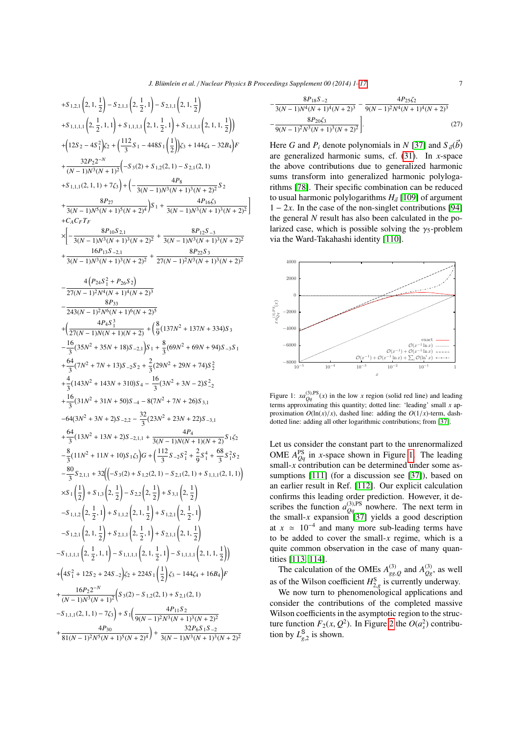$$
\begin{aligned}
&+S_{1,2,1}\left(2,1,\frac{1}{2}\right)-S_{2,1,1}\left(2,\frac{1}{2},1\right)-S_{2,1,1}\left(2,1,\frac{1}{2}\right)\\
&+S_{1,1,1,1}\left(2,\frac{1}{2},1,1\right)+S_{1,1,1,1}\left(2,1,\frac{1}{2},1\right)+S_{1,1,1,1}\left(2,1,1,\frac{1}{2}\right)\Bigg)\\
&+\left(12S_2-4S_1^2\right)\zeta_2+\left(\frac{112}{3}S_1-448S_1\left(\frac{1}{2}\right)\right)\zeta_3+144\zeta_4-32B_4\Bigg)F\\
&+\frac{32P_{2}2^{-N}}{(N-1)N^3(N+1)^2}\Bigg(-S_3(2)+S_{1,2}(2,1)-S_{2,1}(2,1)\\
&+S_{1,1,1}(2,1,1)+7\zeta_3\Bigg)+\Bigg(-\frac{4P_8}{3(N-1)N^3(N+1)^3(N+2)^2}S_2\\
&+\frac{8P_{27}}{3(N-1)N^5(N+1)^5(N+2)^4}\Bigg)S_1+\frac{4P_{16}\zeta_3}{3(N-1)N^3(N+1)^3(N+2)^2}\Bigg]\\
&+C_AC_FT_F\\
&\times\Bigg[-\frac{8P_{10}S_{2,1}}{3(N-1)N^3(N+1)^3(N+2)^2}+\frac{8P_{12}S_{-3}}{3(N-1)N^3(N+1)^3(N+2)^2}\\
&+\frac{16P_{13}S_{-2,1}}{3(N-1)N^3(N+1)^3(N+2)^2}+\frac{8P_{22}S_3}{27(N-1)^2N^3(N+1)^3(N+2)^2}\\
&-\frac{4\left(P_{24}S_1^2+P_{26}S_2\right)}{27(N-1)^2N^4(N+1)^4(N+2)^3}\\
&-\frac{8P_{33}}{243(N-1)^2N^6(N+1)^6(N+2)^5}\\
&+\Bigg(\frac{4P_4S_1^3}{27(N-1)N(N+1)(N+2)}+\Bigg(\frac{8}{9}(137N^2+137N+334)S_3\\
&-\frac{16}{3}(35N^2+35N+18)S_{-2,1}\Bigg)S_1+\frac{8}{3}(69N^2+69N+94)S_{-3}S_1\\
&+\frac{64}{3}(7N^2+7N+13)S_{-2}S_2+\frac{2}{3}(29N^2+29N+74)S_2^2\\
&+\frac{4}{3}(143N^2+143N+310)S_4-\frac{16}{3}(3N^2+3N-2)S_{-2}^2\\
&+\frac{16}{3}(31N^2+31N+50)S_{-4}-8(7N^2+7N+26)S_{3,1}\\
&-64(3N^2+3N+2)S_{-2,2}-\frac{32}{3}(23N^2+23N+22)S_{-3,1}\\
&+\frac{64}{3}(13N^2+13N+2)S_{-2,1,1}+\frac{4P_4}{3(N-1)N(N+1)(N+2)}S_1\zeta_2\\
&-\frac{8}{3}(11N^2+11N+10)S_1\zeta_3\Bigg)G+\left(\frac{112}{3}S_{-2}S_1^2+\frac{2}{9}S_1^4+\frac{68}{3}S_1^2S_2\right.\\
&-\frac{80}{3}S_{2,1,1}+32\Bigg(\Big(-S_3(2)+S_{1,2}(2,1)-S_{2,1}(2,1)+S_{1,1,1}(2,1,1)\Big)\\
&\times S_1\left(\frac{1}{2}\right)+S_{1,3}\left(2,\frac{1}{2}\right)-S_{2,2}\left(2,\frac{1}{2}\right)+S_{3,1}\left(2,\frac{1}{2}\right)\\
&-S_{1,1,2}\left(2,\frac{1}{2},1\right)+S_{1,1,2}\left(2,1,\frac{1}{2}\right)+S_{1,2,1}\left(2,\frac{1}{2},1\right)\\
&-S_{1,2,1}\left(2,1,\frac{1}{2}\right)+S_{2,1,1}\left(2,\frac{1}{2},1\right)+S_{2,1,1}\left(2,1,\frac{1}{2}\right)\\
&-S_{1,1,1,1}\left(2,\frac{1}{2},1,1\right)-S_{1,1,1,1}\left(2,1,\frac{1}{2},1\right)-S_{1,1,1,1}\left(2,1,1,\frac{1}{2}\right)\Bigg)\\
&+\left(4S_1^2+12S_2+24S_{-2}\right)\zeta_2+224S_1\left(\frac{1}{2}\right)\zeta_3-144\zeta_4+16B_4\Bigg)F\\
&+\frac{16P_{2}2^{-N}}{(N-1)N^3(N+1)^2}\Bigg(S_3(2)-S_{1,2}(2,1)+S_{2,1}(2,1)\\
&-S_{1,1,1}(2,1,1)-7\zeta_3\Bigg)+S_1\Bigg(\frac{4P_{11}S_2}{9(N-1)^2N^3(N+1)^3(N+2)^2}\\
&+\frac{4P_{30}}{81(N-1)^2N^5(N+1)^5(N+2)^4}\Bigg)+\frac{32P_6S_1S_{-2}}{3(N-1)N^3(N+1)^3(N+2)^2}\\
&-\frac{8P_{18}S_{-2}}{3(N-1)N^4(N+1)^4(N+2)^3}-\frac{4P_{25}\zeta_2}{9(N-1)^2N^4(N+1)^4(N+2)^3}\\
&-\frac{8P_{20}\zeta_3}{9(N-1)^2N^3(N+1)^3(N+2)^2}\Bigg]. \qquad (27)
\end{aligned}
$$

Here $G$ and $P_i$ denote polynomials in $N$ [37] and $S_{\vec{a}}(\vec{b})$ are generalized harmonic sums, cf. (31). In $x$-space the above contributions due to generalized harmonic sums transform into generalized harmonic polylogarithms [78]. Their specific combination can be reduced to usual harmonic polylogarithms $H_{\vec{a}}$ [109] of argument $1-2x$. In the case of the non-singlet contributions [94] the general $N$ result has also been calculated in the polarized case, which is possible solving the $\gamma_5$-problem via the Ward-Takahashi identity [110].

Figure 1: $xa_{Qq}^{(3),\rm PS}(x)$ in the low $x$ region (solid red line) and leading terms approximating this quantity; dotted line: 'leading' small $x$ approximation $O(\ln(x)/x)$, dashed line: adding the $O(1/x)$-term, dash-dotted line: adding all other logarithmic contributions; from [37].

Let us consider the constant part to the unrenormalized OME $A_{Qq}^{\rm PS}$ in $x$-space shown in Figure 1. The leading small-$x$ contribution can be determined under some assumptions [111] (for a discussion see [37]), based on an earlier result in Ref. [112]. Our explicit calculation confirms this leading order prediction. However, it describes the function $a_{Qq}^{(3),\rm PS}$ nowhere. The next term in the small-$x$ expansion [37] yields a good description at $x \simeq 10^{-4}$ and many more sub-leading terms have to be added to cover the small-$x$ regime, which is a quite common observation in the case of many quantities [113, 114].

The calculation of the OMEs $A_{gg,Q}^{(3)}$ and $A_{Qg}^{(3)}$, as well as of the Wilson coefficient $H_{2,g}^{\rm S}$ is currently underway.

We now turn to phenomenological applications and consider the contributions of the completed massive Wilson coefficients in the asymptotic region to the structure function $F_2(x,Q^2)$. In Figure 2 the $O(a_s^2)$ contribution by $L_{g,2}^{\rm S}$ is shown.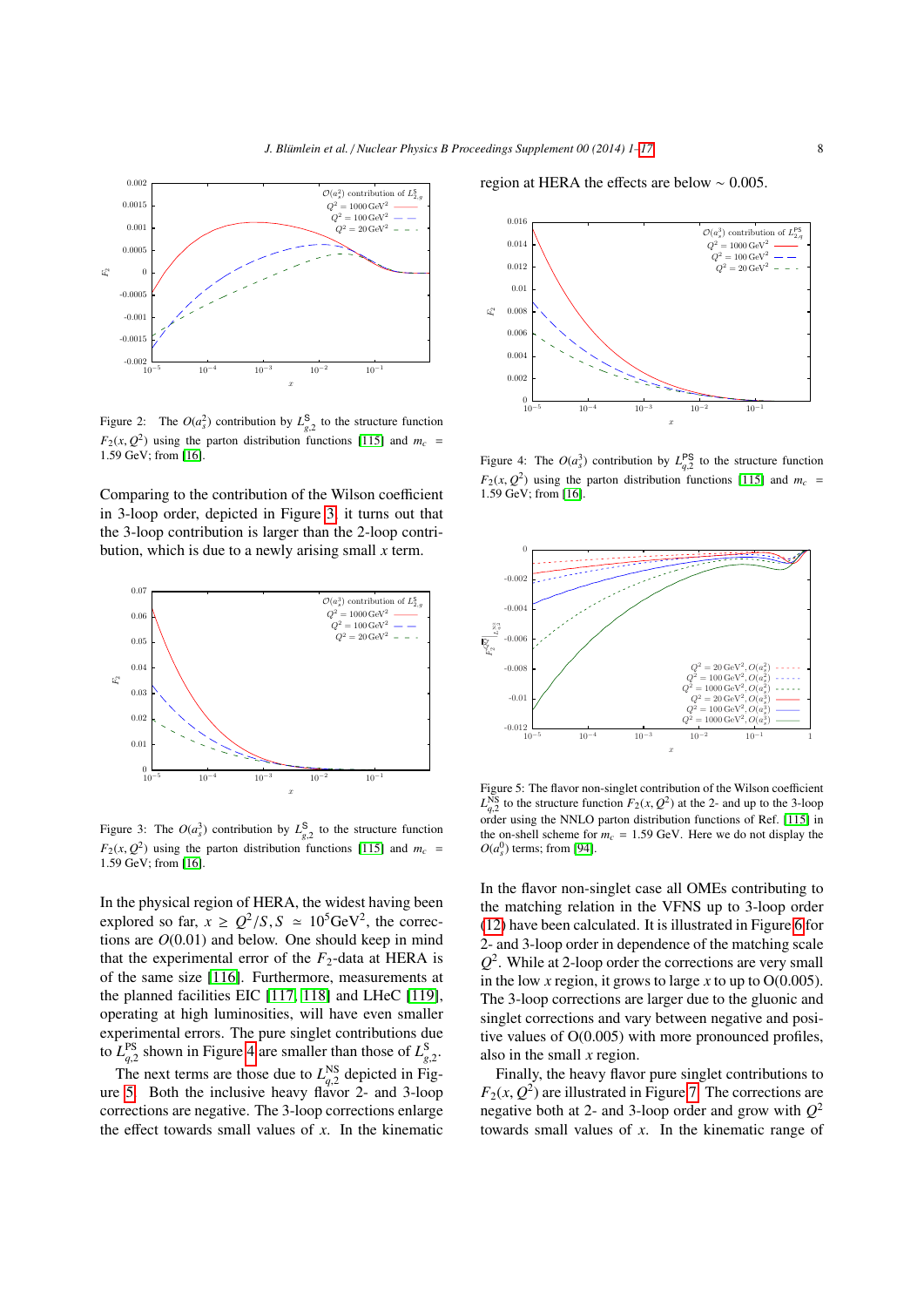Figure 2: The $O(a_s^2)$ contribution by $L_{g,2}^{\mathsf{S}}$ to the structure function $F_2(x, Q^2)$ using the parton distribution functions [115] and $m_c$ = 1.59 GeV; from [16].

Comparing to the contribution of the Wilson coefficient in 3-loop order, depicted in Figure 3, it turns out that the 3-loop contribution is larger than the 2-loop contribution, which is due to a newly arising small $x$ term.

Figure 3: The $O(a_s^3)$ contribution by $L_{g,2}^{\mathsf{S}}$ to the structure function $F_2(x, Q^2)$ using the parton distribution functions [115] and $m_c$ = 1.59 GeV; from [16].

In the physical region of HERA, the widest having been explored so far, $x \geq Q^2/S, S \simeq 10^5\mathrm{GeV}^2$, the corrections are $O(0.01)$ and below. One should keep in mind that the experimental error of the $F_2$-data at HERA is of the same size [116]. Furthermore, measurements at the planned facilities EIC [117, 118] and LHeC [119], operating at high luminosities, will have even smaller experimental errors. The pure singlet contributions due to $L_{q,2}^{\mathsf{PS}}$ shown in Figure 4 are smaller than those of $L_{g,2}^{\mathsf{S}}$.

The next terms are those due to $L_{q,2}^{\mathsf{NS}}$ depicted in Figure 5. Both the inclusive heavy flavor 2- and 3-loop corrections are negative. The 3-loop corrections enlarge the effect towards small values of $x$. In the kinematic region at HERA the effects are below $\sim 0.005$.

Figure 4: The $O(a_s^3)$ contribution by $L_{q,2}^{\mathsf{PS}}$ to the structure function $F_2(x, Q^2)$ using the parton distribution functions [115] and $m_c$ = 1.59 GeV; from [16].

Figure 5: The flavor non-singlet contribution of the Wilson coefficient $L_{q,2}^{\mathrm{NS}}$ to the structure function $F_2(x, Q^2)$ at the 2- and up to the 3-loop order using the NNLO parton distribution functions of Ref. [115] in the on-shell scheme for $m_c$ = 1.59 GeV. Here we do not display the $O(a_s^0)$ terms; from [94].

In the flavor non-singlet case all OMEs contributing to the matching relation in the VFNS up to 3-loop order (12) have been calculated. It is illustrated in Figure 6 for 2- and 3-loop order in dependence of the matching scale $Q^2$. While at 2-loop order the corrections are very small in the low $x$ region, it grows to large $x$ to up to O(0.005). The 3-loop corrections are larger due to the gluonic and singlet corrections and vary between negative and positive values of O(0.005) with more pronounced profiles, also in the small $x$ region.

Finally, the heavy flavor pure singlet contributions to $F_2(x, Q^2)$ are illustrated in Figure 7. The corrections are negative both at 2- and 3-loop order and grow with $Q^2$ towards small values of $x$. In the kinematic range of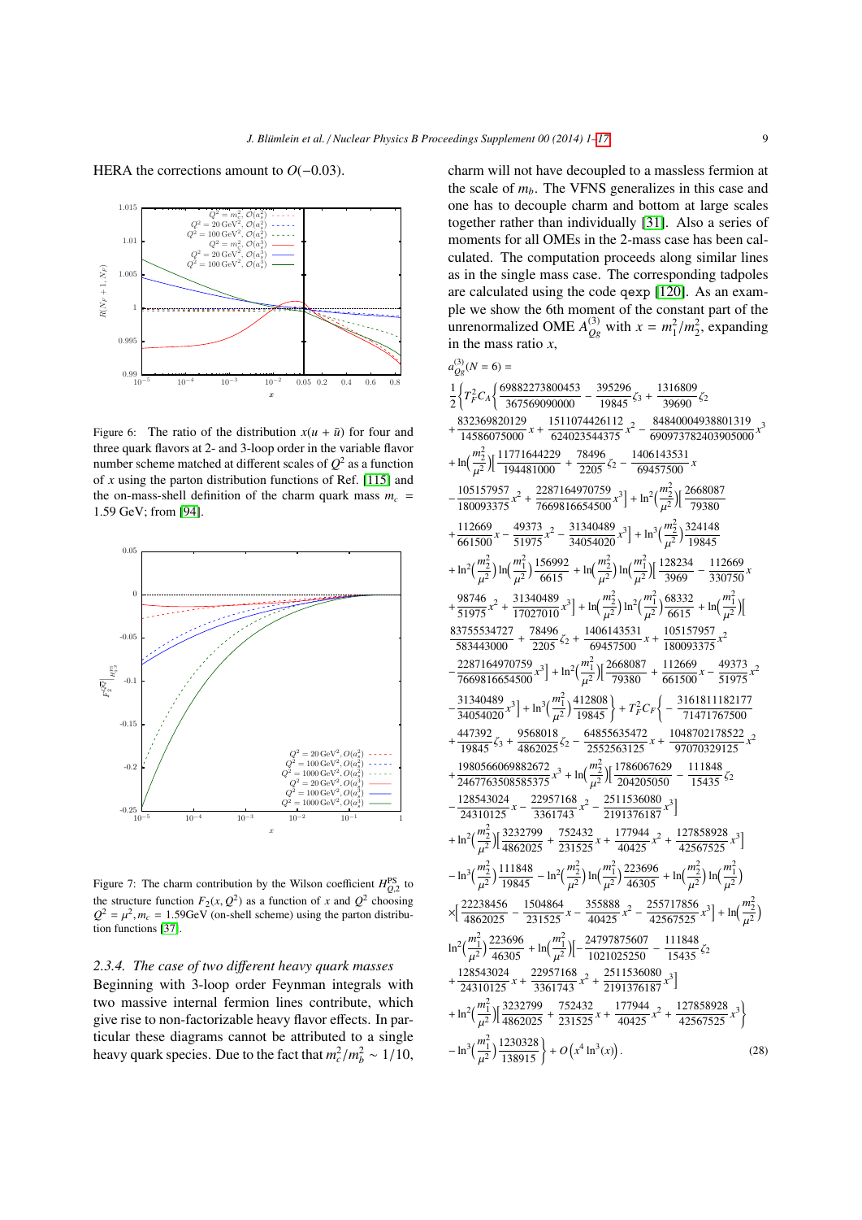HERA the corrections amount to $O(-0.03)$.

Figure 6: The ratio of the distribution $x(u + \bar{u})$ for four and three quark flavors at 2- and 3-loop order in the variable flavor number scheme matched at different scales of $Q^2$ as a function of $x$ using the parton distribution functions of Ref. [115] and the on-mass-shell definition of the charm quark mass $m_c$ = 1.59 GeV; from [94].

Figure 7: The charm contribution by the Wilson coefficient $H^{\rm PS}_{Q,2}$ to the structure function $F_2(x, Q^2)$ as a function of $x$ and $Q^2$ choosing $Q^2 = \mu^2, m_c = 1.59$GeV (on-shell scheme) using the parton distribution functions [37].

### 2.3.4. The case of two different heavy quark masses

Beginning with 3-loop order Feynman integrals with two massive internal fermion lines contribute, which give rise to non-factorizable heavy flavor effects. In particular these diagrams cannot be attributed to a single heavy quark species. Due to the fact that $m_c^2/m_b^2 \sim 1/10$, charm will not have decoupled to a massless fermion at the scale of $m_b$. The VFNS generalizes in this case and one has to decouple charm and bottom at large scales together rather than individually [31]. Also a series of moments for all OMEs in the 2-mass case has been calculated. The computation proceeds along similar lines as in the single mass case. The corresponding tadpoles are calculated using the code `qexp` [120]. As an example we show the 6th moment of the constant part of the unrenormalized OME $A_{Qg}^{(3)}$ with $x = m_1^2/m_2^2$, expanding in the mass ratio $x$,

$$
\begin{aligned}
&a_{Qg}^{(3)}(N=6) = \\
&\frac{1}{2}\Biggl\{T_F^2 C_A\Biggl\{\frac{69882273800453}{367569090000} - \frac{395296}{19845}\zeta_3 + \frac{1316809}{39690}\zeta_2 \\
&+\frac{832369820129}{14586075000}x + \frac{1511074426112}{624023544375}x^2 - \frac{84840004938801319}{690973782403905000}x^3 \\
&+\ln\Bigl(\frac{m_2^2}{\mu^2}\Bigr)\Bigl[\frac{11771644229}{194481000} + \frac{78496}{2205}\zeta_2 - \frac{1406143531}{69457500}x \\
&-\frac{105157957}{180093375}x^2 + \frac{2287164970759}{7669816654500}x^3\Bigr] + \ln^2\Bigl(\frac{m_2^2}{\mu^2}\Bigr)\Bigl[\frac{2668087}{79380} \\
&+\frac{112669}{661500}x - \frac{49373}{51975}x^2 - \frac{31340489}{34054020}x^3\Bigr] + \ln^3\Bigl(\frac{m_2^2}{\mu^2}\Bigr)\frac{324148}{19845} \\
&+\ln^2\Bigl(\frac{m_2^2}{\mu^2}\Bigr)\ln\Bigl(\frac{m_1^2}{\mu^2}\Bigr)\frac{156992}{6615} + \ln\Bigl(\frac{m_2^2}{\mu^2}\Bigr)\ln\Bigl(\frac{m_1^2}{\mu^2}\Bigr)\Bigl[\frac{128234}{3969} - \frac{112669}{330750}x \\
&+\frac{98746}{51975}x^2 + \frac{31340489}{17027010}x^3\Bigr] + \ln\Bigl(\frac{m_2^2}{\mu^2}\Bigr)\ln^2\Bigl(\frac{m_1^2}{\mu^2}\Bigr)\frac{68332}{6615} + \ln\Bigl(\frac{m_1^2}{\mu^2}\Bigr)\Bigl[ \\
&\frac{83755534727}{583443000} + \frac{78496}{2205}\zeta_2 + \frac{1406143531}{69457500}x + \frac{105157957}{180093375}x^2 \\
&-\frac{2287164970759}{7669816654500}x^3\Bigr] + \ln^2\Bigl(\frac{m_1^2}{\mu^2}\Bigr)\Bigl[\frac{2668087}{79380} + \frac{112669}{661500}x - \frac{49373}{51975}x^2 \\
&-\frac{31340489}{34054020}x^3\Bigr] + \ln^3\Bigl(\frac{m_1^2}{\mu^2}\Bigr)\frac{412808}{19845}\Biggr\} + T_F^2 C_F\Biggl\{-\frac{3161811182177}{71471767500} \\
&+\frac{447392}{19845}\zeta_3 + \frac{9568018}{4862025}\zeta_2 - \frac{64855635472}{2552563125}x + \frac{1048702178522}{97070329125}x^2 \\
&+\frac{1980566069882672}{2467763508585375}x^3 + \ln\Bigl(\frac{m_2^2}{\mu^2}\Bigr)\Bigl[\frac{1786067629}{204205050} - \frac{111848}{15435}\zeta_2 \\
&-\frac{128543024}{24310125}x - \frac{22957168}{3361743}x^2 - \frac{2511536080}{2191376187}x^3\Bigr] \\
&+\ln^2\Bigl(\frac{m_2^2}{\mu^2}\Bigr)\Bigl[\frac{3232799}{4862025} + \frac{752432}{231525}x + \frac{177944}{40425}x^2 + \frac{127858928}{42567525}x^3\Bigr] \\
&-\ln^3\Bigl(\frac{m_2^2}{\mu^2}\Bigr)\frac{111848}{19845} - \ln^2\Bigl(\frac{m_2^2}{\mu^2}\Bigr)\ln\Bigl(\frac{m_1^2}{\mu^2}\Bigr)\frac{223696}{46305} + \ln\Bigl(\frac{m_2^2}{\mu^2}\Bigr)\ln\Bigl(\frac{m_1^2}{\mu^2}\Bigr) \\
&\times\Bigl[\frac{22238456}{4862025} - \frac{1504864}{231525}x - \frac{355888}{40425}x^2 - \frac{255717856}{42567525}x^3\Bigr] + \ln\Bigl(\frac{m_2^2}{\mu^2}\Bigr) \\
&\ln^2\Bigl(\frac{m_1^2}{\mu^2}\Bigr)\frac{223696}{46305} + \ln\Bigl(\frac{m_1^2}{\mu^2}\Bigr)\Bigl[-\frac{24797875607}{1021025250} - \frac{111848}{15435}\zeta_2 \\
&+\frac{128543024}{24310125}x + \frac{22957168}{3361743}x^2 + \frac{2511536080}{2191376187}x^3\Bigr] \\
&+\ln^2\Bigl(\frac{m_1^2}{\mu^2}\Bigr)\Bigl[\frac{3232799}{4862025} + \frac{752432}{231525}x + \frac{177944}{40425}x^2 + \frac{127858928}{42567525}x^3\Bigr\} \\
&-\ln^3\Bigl(\frac{m_1^2}{\mu^2}\Bigr)\frac{1230328}{138915}\Biggr\} + O\left(x^4\ln^3(x)\right).
\end{aligned}
\tag{28}
$$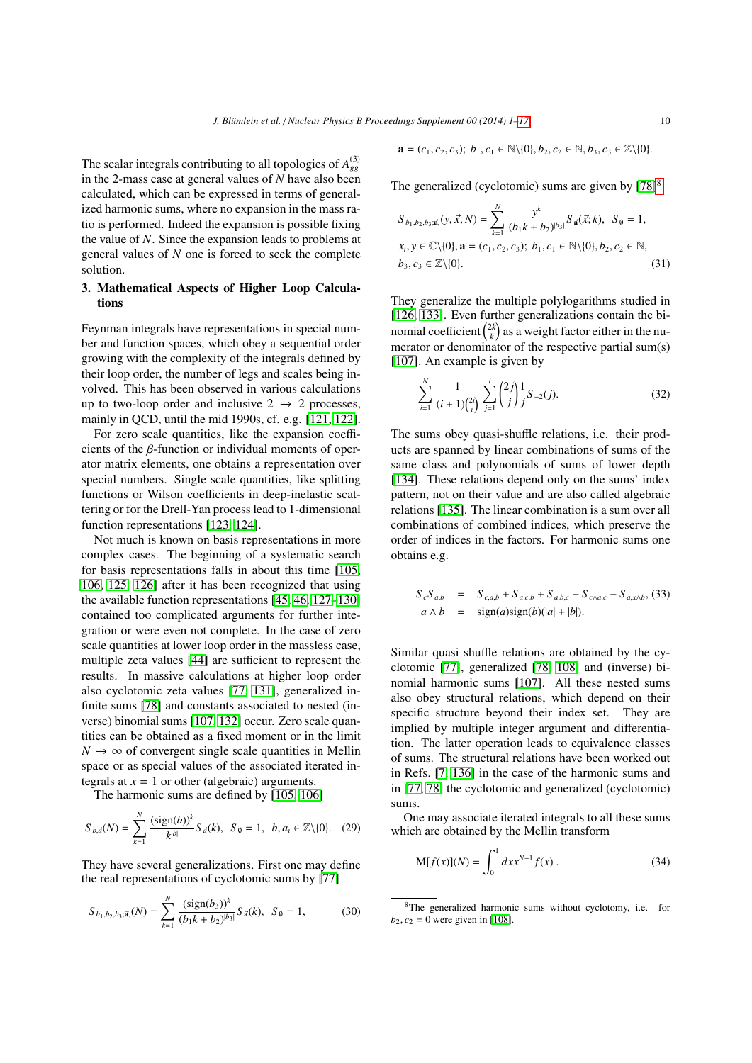The scalar integrals contributing to all topologies of $A_{gg}^{(3)}$ in the 2-mass case at general values of $N$ have also been calculated, which can be expressed in terms of generalized harmonic sums, where no expansion in the mass ratio is performed. Indeed the expansion is possible fixing the value of $N$. Since the expansion leads to problems at general values of $N$ one is forced to seek the complete solution.

## 3. Mathematical Aspects of Higher Loop Calculations

Feynman integrals have representations in special number and function spaces, which obey a sequential order growing with the complexity of the integrals defined by their loop order, the number of legs and scales being involved. This has been observed in various calculations up to two-loop order and inclusive $2 \to 2$ processes, mainly in QCD, until the mid 1990s, cf. e.g. [121, 122].

For zero scale quantities, like the expansion coefficients of the $\beta$-function or individual moments of operator matrix elements, one obtains a representation over special numbers. Single scale quantities, like splitting functions or Wilson coefficients in deep-inelastic scattering or for the Drell-Yan process lead to 1-dimensional function representations [123, 124].

Not much is known on basis representations in more complex cases. The beginning of a systematic search for basis representations falls in about this time [105, 106, 125, 126] after it has been recognized that using the available function representations [45, 46, 127–130] contained too complicated arguments for further integration or were even not complete. In the case of zero scale quantities at lower loop order in the massless case, multiple zeta values [44] are sufficient to represent the results. In massive calculations at higher loop order also cyclotomic zeta values [77, 131], generalized infinite sums [78] and constants associated to nested (inverse) binomial sums [107, 132] occur. Zero scale quantities can be obtained as a fixed moment or in the limit $N \to \infty$ of convergent single scale quantities in Mellin space or as special values of the associated iterated integrals at $x = 1$ or other (algebraic) arguments.

The harmonic sums are defined by [105, 106]

$$S_{b,\vec{a}}(N) = \sum_{k=1}^{N} \frac{(\mathrm{sign}(b))^k}{k^{|b|}} S_{\vec{a}}(k), \quad S_\emptyset = 1, \quad b, a_i \in \mathbb{Z}\backslash\{0\}. \quad (29)$$

They have several generalizations. First one may define the real representations of cyclotomic sums by [77]

$$S_{b_1,b_2,b_3;\vec{\mathbf{a}}}(N) = \sum_{k=1}^{N} \frac{(\mathrm{sign}(b_3))^k}{(b_1 k + b_2)^{|b_3|}} S_{\vec{\mathbf{a}}}(k), \quad S_\emptyset = 1, \quad (30)$$

$$\mathbf{a} = (c_1, c_2, c_3); \; b_1, c_1 \in \mathbb{N}\backslash\{0\}, b_2, c_2 \in \mathbb{N}, b_3, c_3 \in \mathbb{Z}\backslash\{0\}.$$

The generalized (cyclotomic) sums are given by [78][8]

$$S_{b_1,b_2,b_3;\vec{\mathbf{a}}}(y, \vec{x}; N) = \sum_{k=1}^{N} \frac{y^k}{(b_1 k + b_2)^{|b_3|}} S_{\vec{\mathbf{a}}}(\vec{x}; k), \quad S_\emptyset = 1,$$
$$x_i, y \in \mathbb{C}\backslash\{0\}, \mathbf{a} = (c_1, c_2, c_3); \; b_1, c_1 \in \mathbb{N}\backslash\{0\}, b_2, c_2 \in \mathbb{N},$$
$$b_3, c_3 \in \mathbb{Z}\backslash\{0\}. \quad (31)$$

They generalize the multiple polylogarithms studied in [126, 133]. Even further generalizations contain the binomial coefficient $\binom{2k}{k}$ as a weight factor either in the numerator or denominator of the respective partial sum(s) [107]. An example is given by

$$\sum_{i=1}^{N} \frac{1}{(i+1)\binom{2i}{i}} \sum_{j=1}^{i} \binom{2j}{j} \frac{1}{j} S_{-2}(j). \quad (32)$$

The sums obey quasi-shuffle relations, i.e. their products are spanned by linear combinations of sums of the same class and polynomials of sums of lower depth [134]. These relations depend only on the sums' index pattern, not on their value and are also called algebraic relations [135]. The linear combination is a sum over all combinations of combined indices, which preserve the order of indices in the factors. For harmonic sums one obtains e.g.

$$\begin{aligned} S_c S_{a,b} &= S_{c,a,b} + S_{a,c,b} + S_{a,b,c} - S_{c\wedge a,c} - S_{a,x\wedge b}, \quad (33) \\ a \wedge b &= \mathrm{sign}(a)\mathrm{sign}(b)(|a| + |b|). \end{aligned}$$

Similar quasi shuffle relations are obtained by the cyclotomic [77], generalized [78, 108] and (inverse) binomial harmonic sums [107]. All these nested sums also obey structural relations, which depend on their specific structure beyond their index set. They are implied by multiple integer argument and differentiation. The latter operation leads to equivalence classes of sums. The structural relations have been worked out in Refs. [7, 136] in the case of the harmonic sums and in [77, 78] the cyclotomic and generalized (cyclotomic) sums.

One may associate iterated integrals to all these sums which are obtained by the Mellin transform

$$\mathrm{M}[f(x)](N) = \int_0^1 dx x^{N-1} f(x) \, . \quad (34)$$

[8] The generalized harmonic sums without cyclotomy, i.e. for $b_2, c_2 = 0$ were given in [108].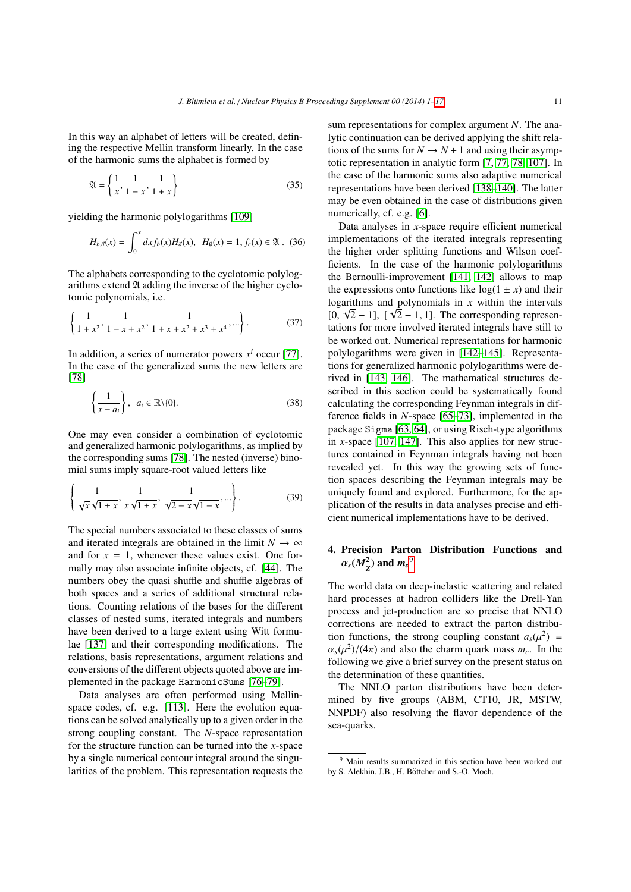In this way an alphabet of letters will be created, defining the respective Mellin transform linearly. In the case of the harmonic sums the alphabet is formed by

$$\mathfrak{A} = \left\{\frac{1}{x}, \frac{1}{1-x}, \frac{1}{1+x}\right\} \tag{35}$$

yielding the harmonic polylogarithms [109]

$$H_{b,\vec{a}}(x) = \int_0^x dx f_b(x) H_{\vec{a}}(x), \quad H_\emptyset(x) = 1, f_c(x) \in \mathfrak{A}\,. \tag{36}$$

The alphabets corresponding to the cyclotomic polylogarithms extend $\mathfrak{A}$ adding the inverse of the higher cyclotomic polynomials, i.e.

$$\left\{\frac{1}{1+x^2}, \frac{1}{1-x+x^2}, \frac{1}{1+x+x^2+x^3+x^4}, \ldots\right\}. \tag{37}$$

In addition, a series of numerator powers $x^i$ occur [77]. In the case of the generalized sums the new letters are [78]

$$\left\{\frac{1}{x-a_i}\right\}, \quad a_i \in \mathbb{R}\backslash\{0\}. \tag{38}$$

One may even consider a combination of cyclotomic and generalized harmonic polylogarithms, as implied by the corresponding sums [78]. The nested (inverse) binomial sums imply square-root valued letters like

$$\left\{\frac{1}{\sqrt{x}\sqrt{1 \pm x}}, \frac{1}{x\sqrt{1 \pm x}}, \frac{1}{\sqrt{2-x}\sqrt{1-x}}, \ldots\right\}. \tag{39}$$

The special numbers associated to these classes of sums and iterated integrals are obtained in the limit $N \to \infty$ and for $x = 1$, whenever these values exist. One formally may also associate infinite objects, cf. [44]. The numbers obey the quasi shuffle and shuffle algebras of both spaces and a series of additional structural relations. Counting relations of the bases for the different classes of nested sums, iterated integrals and numbers have been derived to a large extent using Witt formulae [137] and their corresponding modifications. The relations, basis representations, argument relations and conversions of the different objects quoted above are implemented in the package `HarmonicSums` [76–79].

Data analyses are often performed using Mellin-space codes, cf. e.g. [113]. Here the evolution equations can be solved analytically up to a given order in the strong coupling constant. The $N$-space representation for the structure function can be turned into the $x$-space by a single numerical contour integral around the singularities of the problem. This representation requests the sum representations for complex argument $N$. The analytic continuation can be derived applying the shift relations of the sums for $N \to N+1$ and using their asymptotic representation in analytic form [7, 77, 78, 107]. In the case of the harmonic sums also adaptive numerical representations have been derived [138–140]. The latter may be even obtained in the case of distributions given numerically, cf. e.g. [6].

Data analyses in $x$-space require efficient numerical implementations of the iterated integrals representing the higher order splitting functions and Wilson coefficients. In the case of the harmonic polylogarithms the Bernoulli-improvement [141, 142] allows to map the expressions onto functions like $\log(1 \pm x)$ and their logarithms and polynomials in $x$ within the intervals $[0, \sqrt{2}-1]$, $[\sqrt{2}-1, 1]$. The corresponding representations for more involved iterated integrals have still to be worked out. Numerical representations for harmonic polylogarithms were given in [142–145]. Representations for generalized harmonic polylogarithms were derived in [143, 146]. The mathematical structures described in this section could be systematically found calculating the corresponding Feynman integrals in difference fields in $N$-space [65–73], implemented in the package `Sigma` [63, 64], or using Risch-type algorithms in $x$-space [107, 147]. This also applies for new structures contained in Feynman integrals having not been revealed yet. In this way the growing sets of function spaces describing the Feynman integrals may be uniquely found and explored. Furthermore, for the application of the results in data analyses precise and efficient numerical implementations have to be derived.

## 4. Precision Parton Distribution Functions and $\alpha_s(M_Z^2)$ and $m_c$[9]

The world data on deep-inelastic scattering and related hard processes at hadron colliders like the Drell-Yan process and jet-production are so precise that NNLO corrections are needed to extract the parton distribution functions, the strong coupling constant $a_s(\mu^2) = \alpha_s(\mu^2)/(4\pi)$ and also the charm quark mass $m_c$. In the following we give a brief survey on the present status on the determination of these quantities.

The NNLO parton distributions have been determined by five groups (ABM, CT10, JR, MSTW, NNPDF) also resolving the flavor dependence of the sea-quarks.

[9] Main results summarized in this section have been worked out by S. Alekhin, J.B., H. Böttcher and S.-O. Moch.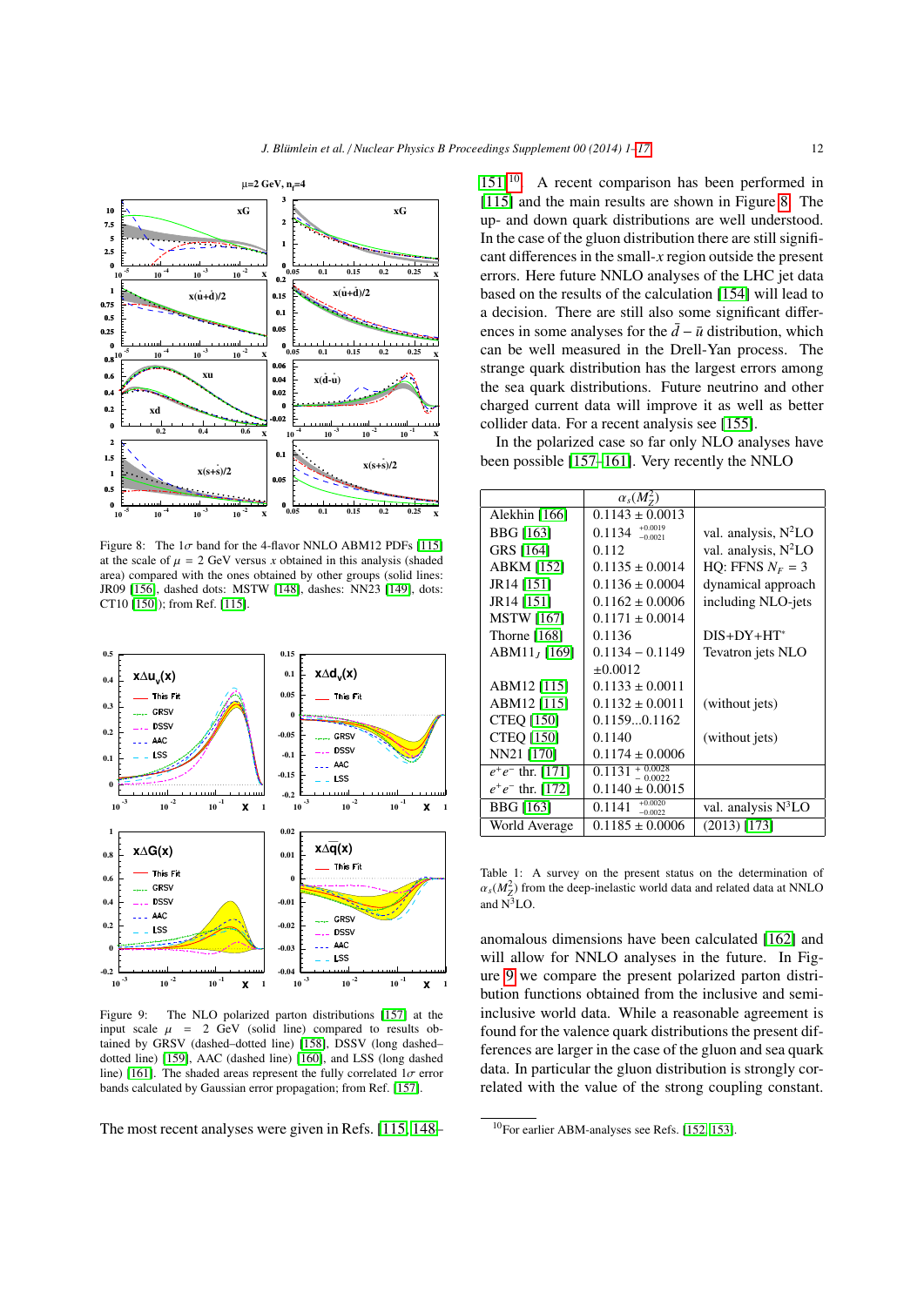Figure 8: The $1\sigma$ band for the 4-flavor NNLO ABM12 PDFs [115] at the scale of $\mu = 2$ GeV versus $x$ obtained in this analysis (shaded area) compared with the ones obtained by other groups (solid lines: JR09 [156], dashed dots: MSTW [148], dashes: NN23 [149], dots: CT10 [150]); from Ref. [115].

Figure 9: The NLO polarized parton distributions [157] at the input scale $\mu = 2$ GeV (solid line) compared to results obtained by GRSV (dashed–dotted line) [158], DSSV (long dashed–dotted line) [159], AAC (dashed line) [160], and LSS (long dashed line) [161]. The shaded areas represent the fully correlated $1\sigma$ error bands calculated by Gaussian error propagation; from Ref. [157].

The most recent analyses were given in Refs. [115, 148–151][10]. A recent comparison has been performed in [115] and the main results are shown in Figure 8. The up- and down quark distributions are well understood. In the case of the gluon distribution there are still significant differences in the small-$x$ region outside the present errors. Here future NNLO analyses of the LHC jet data based on the results of the calculation [154] will lead to a decision. There are still also some significant differences in some analyses for the $\bar{d} - \bar{u}$ distribution, which can be well measured in the Drell-Yan process. The strange quark distribution has the largest errors among the sea quark distributions. Future neutrino and other charged current data will improve it as well as better collider data. For a recent analysis see [155].

In the polarized case so far only NLO analyses have been possible [157–161]. Very recently the NNLO

| | $\alpha_s(M_Z^2)$ | |
|---|---|---|
| Alekhin [166] | $0.1143 \pm 0.0013$ | |
| BBG [163] | $0.1134 \ {}^{+0.0019}_{-0.0021}$ | val. analysis, N$^2$LO |
| GRS [164] | 0.112 | val. analysis, N$^2$LO |
| ABKM [152] | $0.1135 \pm 0.0014$ | HQ: FFNS $N_F = 3$ |
| JR14 [151] | $0.1136 \pm 0.0004$ | dynamical approach |
| JR14 [151] | $0.1162 \pm 0.0006$ | including NLO-jets |
| MSTW [167] | $0.1171 \pm 0.0014$ | |
| Thorne [168] | 0.1136 | DIS+DY+HT$^*$ |
| ABM11$_J$ [169] | $0.1134 - 0.1149$ $\pm 0.0012$ | Tevatron jets NLO |
| ABM12 [115] | $0.1133 \pm 0.0011$ | |
| ABM12 [115] | $0.1132 \pm 0.0011$ | (without jets) |
| CTEQ [150] | 0.1159...0.1162 | |
| CTEQ [150] | 0.1140 | (without jets) |
| NN21 [170] | $0.1174 \pm 0.0006$ | |
| $e^+e^-$ thr. [171] | $0.1131 \ {}^{+\,0.0028}_{-\,0.0022}$ | |
| $e^+e^-$ thr. [172] | $0.1140 \pm 0.0015$ | |
| BBG [163] | $0.1141 \ {}^{+0.0020}_{-0.0022}$ | val. analysis N$^3$LO |
| World Average | $0.1185 \pm 0.0006$ | (2013) [173] |

Table 1: A survey on the present status on the determination of $\alpha_s(M_Z^2)$ from the deep-inelastic world data and related data at NNLO and N$^3$LO.

anomalous dimensions have been calculated [162] and will allow for NNLO analyses in the future. In Figure 9 we compare the present polarized parton distribution functions obtained from the inclusive and semi-inclusive world data. While a reasonable agreement is found for the valence quark distributions the present differences are larger in the case of the gluon and sea quark data. In particular the gluon distribution is strongly correlated with the value of the strong coupling constant.

[10] For earlier ABM-analyses see Refs. [152, 153].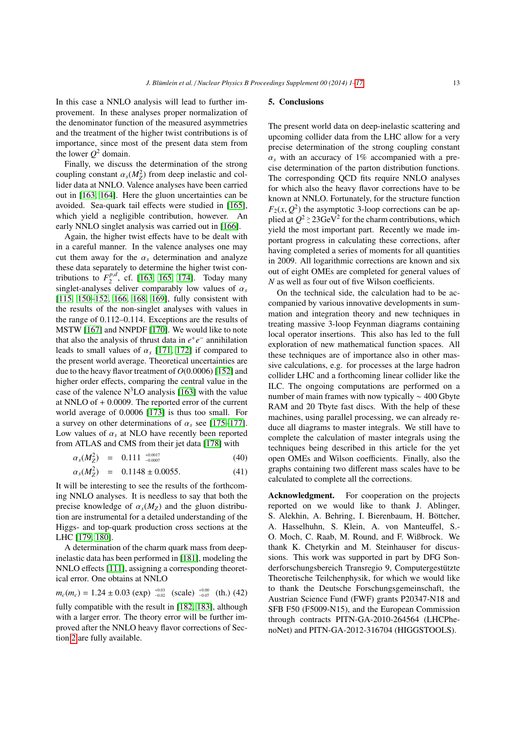In this case a NNLO analysis will lead to further improvement. In these analyses proper normalization of the denominator function of the measured asymmetries and the treatment of the higher twist contributions is of importance, since most of the present data stem from the lower $Q^2$ domain.

Finally, we discuss the determination of the strong coupling constant $\alpha_s(M_Z^2)$ from deep inelastic and collider data at NNLO. Valence analyses have been carried out in [163, 164]. Here the gluon uncertainties can be avoided. Sea-quark tail effects were studied in [165], which yield a negligible contribution, however. An early NNLO singlet analysis was carried out in [166].

Again, the higher twist effects have to be dealt with in a careful manner. In the valence analyses one may cut them away for the $\alpha_s$ determination and analyze these data separately to determine the higher twist contributions to $F_2^{p,d}$, cf. [163, 165, 174]. Today many singlet-analyses deliver comparably low values of $\alpha_s$ [115, 150–152, 166, 168, 169], fully consistent with the results of the non-singlet analyses with values in the range of 0.112–0.114. Exceptions are the results of MSTW [167] and NNPDF [170]. We would like to note that also the analysis of thrust data in $e^+e^-$ annihilation leads to small values of $\alpha_s$ [171, 172] if compared to the present world average. Theoretical uncertainties are due to the heavy flavor treatment of $O(0.0006)$ [152] and higher order effects, comparing the central value in the case of the valence N$^3$LO analysis [163] with the value at NNLO of + 0.0009. The reported error of the current world average of 0.0006 [173] is thus too small. For a survey on other determinations of $\alpha_s$ see [175–177]. Low values of $\alpha_s$ at NLO have recently been reported from ATLAS and CMS from their jet data [178] with

$$\alpha_s(M_Z^2) \quad = \quad 0.111 \ {}^{+0.0017}_{-0.0007} \tag{40}$$

$$\alpha_s(M_Z^2) \quad = \quad 0.1148 \pm 0.0055. \tag{41}$$

It will be interesting to see the results of the forthcoming NNLO analyses. It is needless to say that both the precise knowledge of $\alpha_s(M_Z)$ and the gluon distribution are instrumental for a detailed understanding of the Higgs- and top-quark production cross sections at the LHC [179, 180].

A determination of the charm quark mass from deep-inelastic data has been performed in [181], modeling the NNLO effects [111], assigning a corresponding theoretical error. One obtains at NNLO

$$m_c(m_c) = 1.24 \pm 0.03 \ (\text{exp}) \ {}^{+0.03}_{-0.02} \ (\text{scale}) \ {}^{+0.00}_{-0.07} \ (\text{th.}) \tag{42}$$

fully compatible with the result in [182, 183], although with a larger error. The theory error will be further improved after the NNLO heavy flavor corrections of Section 2 are fully available.

## 5. Conclusions

The present world data on deep-inelastic scattering and upcoming collider data from the LHC allow for a very precise determination of the strong coupling constant $\alpha_s$ with an accuracy of 1% accompanied with a precise determination of the parton distribution functions. The corresponding QCD fits require NNLO analyses for which also the heavy flavor corrections have to be known at NNLO. Fortunately, for the structure function $F_2(x, Q^2)$ the asymptotic 3-loop corrections can be applied at $Q^2 \gtrsim 23\text{GeV}^2$ for the charm contributions, which yield the most important part. Recently we made important progress in calculating these corrections, after having completed a series of moments for all quantities in 2009. All logarithmic corrections are known and six out of eight OMEs are completed for general values of $N$ as well as four out of five Wilson coefficients.

On the technical side, the calculation had to be accompanied by various innovative developments in summation and integration theory and new techniques in treating massive 3-loop Feynman diagrams containing local operator insertions. This also has led to the full exploration of new mathematical function spaces. All these techniques are of importance also in other massive calculations, e.g. for processes at the large hadron collider LHC and a forthcoming linear collider like the ILC. The ongoing computations are performed on a number of main frames with now typically ~ 400 Gbyte RAM and 20 Tbyte fast discs. With the help of these machines, using parallel processing, we can already reduce all diagrams to master integrals. We still have to complete the calculation of master integrals using the techniques being described in this article for the yet open OMEs and Wilson coefficients. Finally, also the graphs containing two different mass scales have to be calculated to complete all the corrections.

**Acknowledgment.** For cooperation on the projects reported on we would like to thank J. Ablinger, S. Alekhin, A. Behring, I. Bierenbaum, H. Böttcher, A. Hasselhuhn, S. Klein, A. von Manteuffel, S.-O. Moch, C. Raab, M. Round, and F. Wißbrock. We thank K. Chetyrkin and M. Steinhauser for discussions. This work was supported in part by DFG Sonderforschungsbereich Transregio 9, Computergestützte Theoretische Teilchenphysik, for which we would like to thank the Deutsche Forschungsgemeinschaft, the Austrian Science Fund (FWF) grants P20347-N18 and SFB F50 (F5009-N15), and the European Commission through contracts PITN-GA-2010-264564 (LHCPheNoNet) and PITN-GA-2012-316704 (HIGGSTOOLS).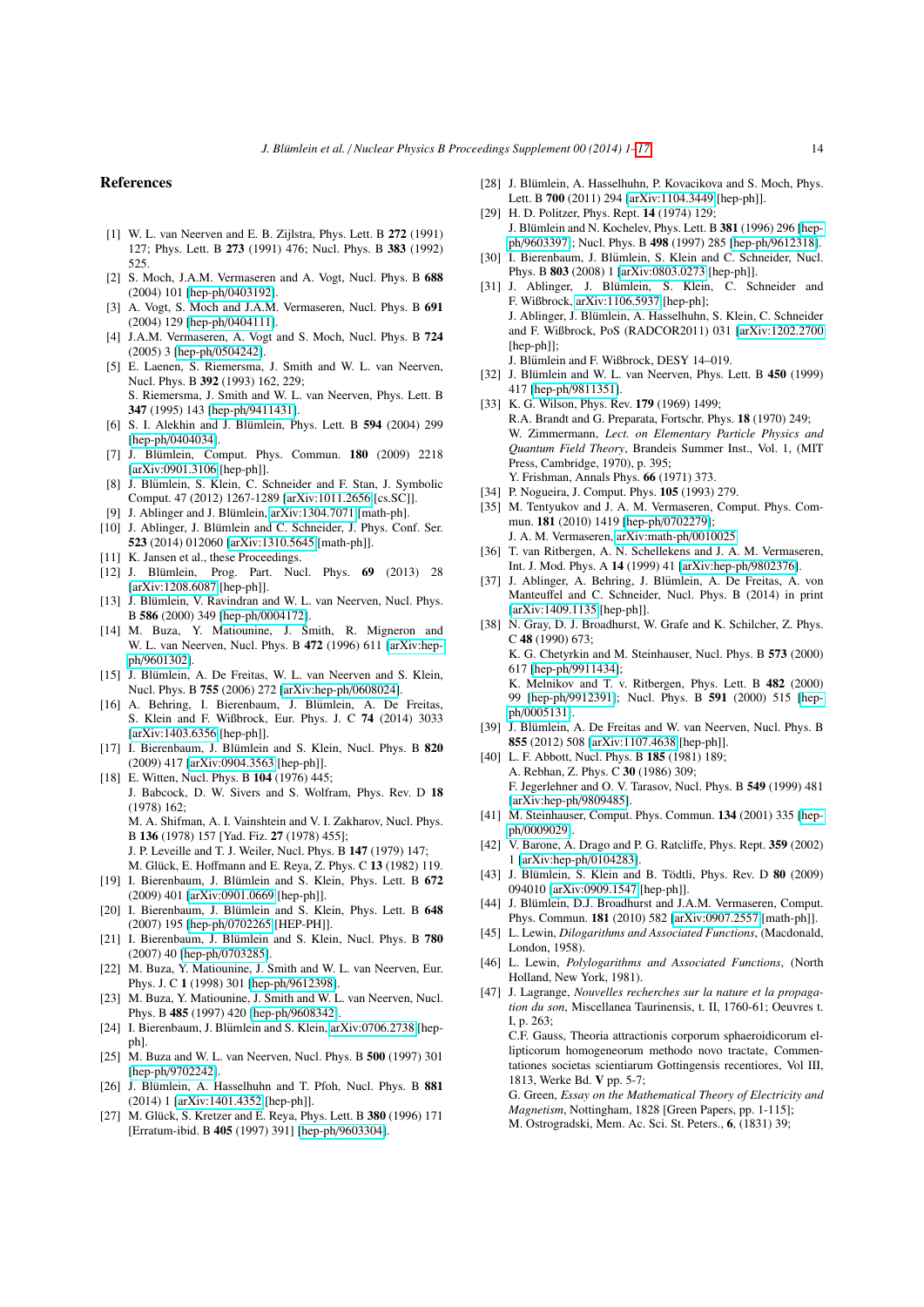## References

[1] W. L. van Neerven and E. B. Zijlstra, Phys. Lett. B **272** (1991) 127; Phys. Lett. B **273** (1991) 476; Nucl. Phys. B **383** (1992) 525.

[2] S. Moch, J.A.M. Vermaseren and A. Vogt, Nucl. Phys. B **688** (2004) 101 [hep-ph/0403192].

[3] A. Vogt, S. Moch and J.A.M. Vermaseren, Nucl. Phys. B **691** (2004) 129 [hep-ph/0404111].

[4] J.A.M. Vermaseren, A. Vogt and S. Moch, Nucl. Phys. B **724** (2005) 3 [hep-ph/0504242].

[5] E. Laenen, S. Riemersma, J. Smith and W. L. van Neerven, Nucl. Phys. B **392** (1993) 162, 229;
S. Riemersma, J. Smith and W. L. van Neerven, Phys. Lett. B **347** (1995) 143 [hep-ph/9411431].

[6] S. I. Alekhin and J. Blümlein, Phys. Lett. B **594** (2004) 299 [hep-ph/0404034].

[7] J. Blümlein, Comput. Phys. Commun. **180** (2009) 2218 [arXiv:0901.3106 [hep-ph]].

[8] J. Blümlein, S. Klein, C. Schneider and F. Stan, J. Symbolic Comput. 47 (2012) 1267-1289 [arXiv:1011.2656 [cs.SC]].

[9] J. Ablinger and J. Blümlein, arXiv:1304.7071 [math-ph].

[10] J. Ablinger, J. Blümlein and C. Schneider, J. Phys. Conf. Ser. **523** (2014) 012060 [arXiv:1310.5645 [math-ph]].

[11] K. Jansen et al., these Proceedings.

[12] J. Blümlein, Prog. Part. Nucl. Phys. **69** (2013) 28 [arXiv:1208.6087 [hep-ph]].

[13] J. Blümlein, V. Ravindran and W. L. van Neerven, Nucl. Phys. B **586** (2000) 349 [hep-ph/0004172].

[14] M. Buza, Y. Matiounine, J. Smith, R. Migneron and W. L. van Neerven, Nucl. Phys. B **472** (1996) 611 [arXiv:hep-ph/9601302].

[15] J. Blümlein, A. De Freitas, W. L. van Neerven and S. Klein, Nucl. Phys. B **755** (2006) 272 [arXiv:hep-ph/0608024].

[16] A. Behring, I. Bierenbaum, J. Blümlein, A. De Freitas, S. Klein and F. Wißbrock, Eur. Phys. J. C **74** (2014) 3033 [arXiv:1403.6356 [hep-ph]].

[17] I. Bierenbaum, J. Blümlein and S. Klein, Nucl. Phys. B **820** (2009) 417 [arXiv:0904.3563 [hep-ph]].

[18] E. Witten, Nucl. Phys. B **104** (1976) 445;
J. Babcock, D. W. Sivers and S. Wolfram, Phys. Rev. D **18** (1978) 162;
M. A. Shifman, A. I. Vainshtein and V. I. Zakharov, Nucl. Phys. B **136** (1978) 157 [Yad. Fiz. **27** (1978) 455];
J. P. Leveille and T. J. Weiler, Nucl. Phys. B **147** (1979) 147;
M. Glück, E. Hoffmann and E. Reya, Z. Phys. C **13** (1982) 119.

[19] I. Bierenbaum, J. Blümlein and S. Klein, Phys. Lett. B **672** (2009) 401 [arXiv:0901.0669 [hep-ph]].

[20] I. Bierenbaum, J. Blümlein and S. Klein, Phys. Lett. B **648** (2007) 195 [hep-ph/0702265 [HEP-PH]].

[21] I. Bierenbaum, J. Blümlein and S. Klein, Nucl. Phys. B **780** (2007) 40 [hep-ph/0703285].

[22] M. Buza, Y. Matiounine, J. Smith and W. L. van Neerven, Eur. Phys. J. C **1** (1998) 301 [hep-ph/9612398].

[23] M. Buza, Y. Matiounine, J. Smith and W. L. van Neerven, Nucl. Phys. B **485** (1997) 420 [hep-ph/9608342].

[24] I. Bierenbaum, J. Blümlein and S. Klein, arXiv:0706.2738 [hep-ph].

[25] M. Buza and W. L. van Neerven, Nucl. Phys. B **500** (1997) 301 [hep-ph/9702242].

[26] J. Blümlein, A. Hasselhuhn and T. Pfoh, Nucl. Phys. B **881** (2014) 1 [arXiv:1401.4352 [hep-ph]].

[27] M. Glück, S. Kretzer and E. Reya, Phys. Lett. B **380** (1996) 171 [Erratum-ibid. B **405** (1997) 391] [hep-ph/9603304].

[28] J. Blümlein, A. Hasselhuhn, P. Kovacikova and S. Moch, Phys. Lett. B **700** (2011) 294 [arXiv:1104.3449 [hep-ph]].

[29] H. D. Politzer, Phys. Rept. **14** (1974) 129;
J. Blümlein and N. Kochelev, Phys. Lett. B **381** (1996) 296 [hep-ph/9603397]; Nucl. Phys. B **498** (1997) 285 [hep-ph/9612318].

[30] I. Bierenbaum, J. Blümlein, S. Klein and C. Schneider, Nucl. Phys. B **803** (2008) 1 [arXiv:0803.0273 [hep-ph]].

[31] J. Ablinger, J. Blümlein, S. Klein, C. Schneider and F. Wißbrock, arXiv:1106.5937 [hep-ph];
J. Ablinger, J. Blümlein, A. Hasselhuhn, S. Klein, C. Schneider and F. Wißbrock, PoS (RADCOR2011) 031 [arXiv:1202.2700 [hep-ph]];
J. Blümlein and F. Wißbrock, DESY 14–019.

[32] J. Blümlein and W. L. van Neerven, Phys. Lett. B **450** (1999) 417 [hep-ph/9811351].

[33] K. G. Wilson, Phys. Rev. **179** (1969) 1499;
R.A. Brandt and G. Preparata, Fortschr. Phys. **18** (1970) 249;
W. Zimmermann, *Lect. on Elementary Particle Physics and Quantum Field Theory*, Brandeis Summer Inst., Vol. 1, (MIT Press, Cambridge, 1970), p. 395;
Y. Frishman, Annals Phys. **66** (1971) 373.

[34] P. Nogueira, J. Comput. Phys. **105** (1993) 279.

[35] M. Tentyukov and J. A. M. Vermaseren, Comput. Phys. Commun. **181** (2010) 1419 [hep-ph/0702279];
J. A. M. Vermaseren, arXiv:math-ph/0010025.

[36] T. van Ritbergen, A. N. Schellekens and J. A. M. Vermaseren, Int. J. Mod. Phys. A **14** (1999) 41 [arXiv:hep-ph/9802376].

[37] J. Ablinger, A. Behring, J. Blümlein, A. De Freitas, A. von Manteuffel and C. Schneider, Nucl. Phys. B (2014) in print [arXiv:1409.1135 [hep-ph]].

[38] N. Gray, D. J. Broadhurst, W. Grafe and K. Schilcher, Z. Phys. C **48** (1990) 673;
K. G. Chetyrkin and M. Steinhauser, Nucl. Phys. B **573** (2000) 617 [hep-ph/9911434];
K. Melnikov and T. v. Ritbergen, Phys. Lett. B **482** (2000) 99 [hep-ph/9912391]; Nucl. Phys. B **591** (2000) 515 [hep-ph/0005131].

[39] J. Blümlein, A. De Freitas and W. van Neerven, Nucl. Phys. B **855** (2012) 508 [arXiv:1107.4638 [hep-ph]].

[40] L. F. Abbott, Nucl. Phys. B **185** (1981) 189;
A. Rebhan, Z. Phys. C **30** (1986) 309;
F. Jegerlehner and O. V. Tarasov, Nucl. Phys. B **549** (1999) 481 [arXiv:hep-ph/9809485].

[41] M. Steinhauser, Comput. Phys. Commun. **134** (2001) 335 [hep-ph/0009029].

[42] V. Barone, A. Drago and P. G. Ratcliffe, Phys. Rept. **359** (2002) 1 [arXiv:hep-ph/0104283].

[43] J. Blümlein, S. Klein and B. Tödtli, Phys. Rev. D **80** (2009) 094010 [arXiv:0909.1547 [hep-ph]].

[44] J. Blümlein, D.J. Broadhurst and J.A.M. Vermaseren, Comput. Phys. Commun. **181** (2010) 582 [arXiv:0907.2557 [math-ph]].

[45] L. Lewin, *Dilogarithms and Associated Functions*, (Macdonald, London, 1958).

[46] L. Lewin, *Polylogarithms and Associated Functions*, (North Holland, New York, 1981).

[47] J. Lagrange, *Nouvelles recherches sur la nature et la propagation du son*, Miscellanea Taurinensis, t. II, 1760-61; Oeuvres t. I, p. 263;
C.F. Gauss, Theoria attractionis corporum sphaeroidicorum ellipticorum homogeneorum methodo novo tractate, Commentationes societas scientiarum Gottingensis recentiores, Vol III, 1813, Werke Bd. **V** pp. 5-7;
G. Green, *Essay on the Mathematical Theory of Electricity and Magnetism*, Nottingham, 1828 [Green Papers, pp. 1-115];
M. Ostrogradski, Mem. Ac. Sci. St. Peters., **6**, (1831) 39;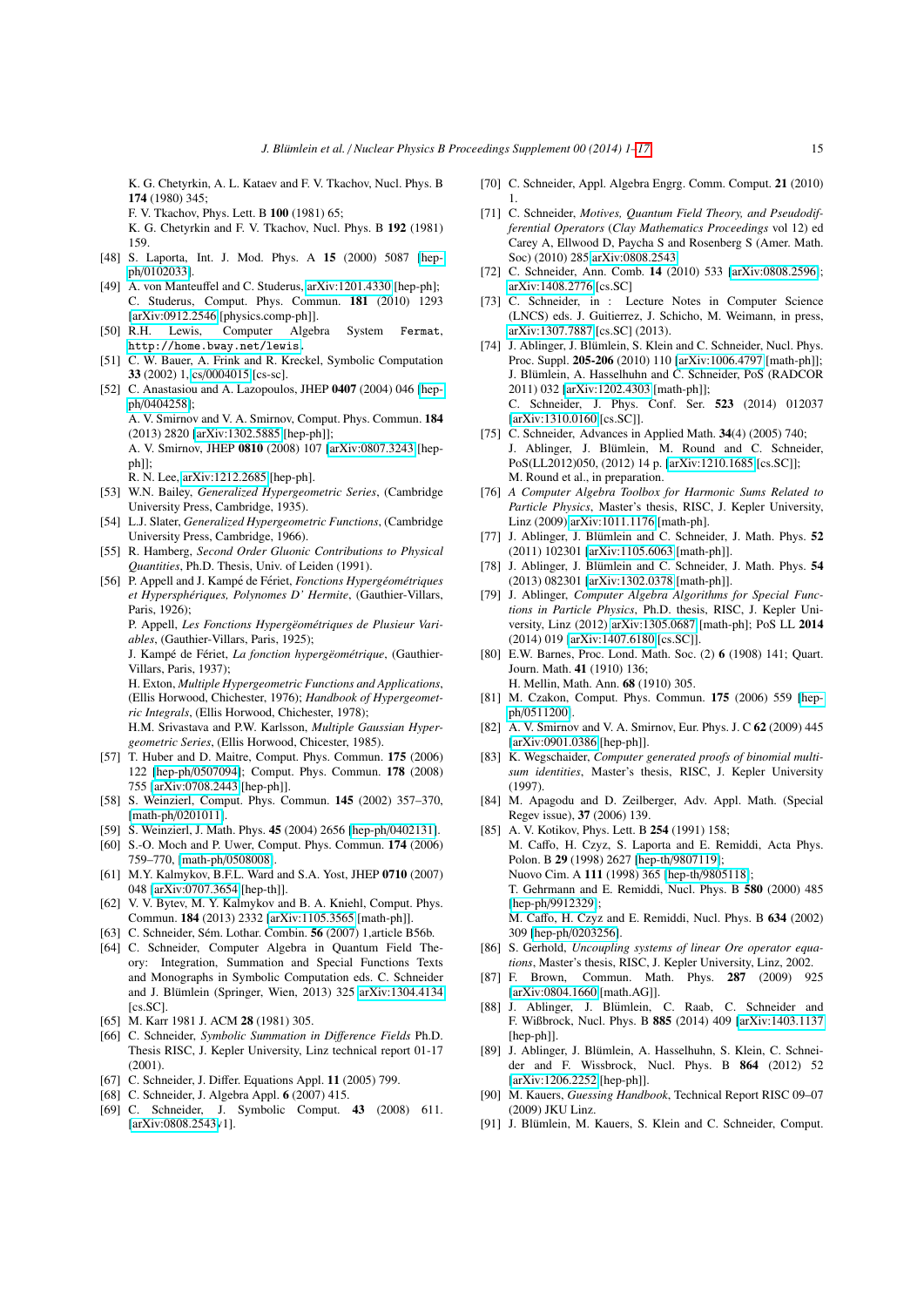K. G. Chetyrkin, A. L. Kataev and F. V. Tkachov, Nucl. Phys. B **174** (1980) 345;
F. V. Tkachov, Phys. Lett. B **100** (1981) 65;
K. G. Chetyrkin and F. V. Tkachov, Nucl. Phys. B **192** (1981) 159.

[48] S. Laporta, Int. J. Mod. Phys. A **15** (2000) 5087 [hep-ph/0102033].

[49] A. von Manteuffel and C. Studerus, arXiv:1201.4330 [hep-ph]; C. Studerus, Comput. Phys. Commun. **181** (2010) 1293 [arXiv:0912.2546 [physics.comp-ph]].

[50] R.H. Lewis, Computer Algebra System `Fermat`, `http://home.bway.net/lewis`.

[51] C. W. Bauer, A. Frink and R. Kreckel, Symbolic Computation **33** (2002) 1, cs/0004015 [cs-sc].

[52] C. Anastasiou and A. Lazopoulos, JHEP **0407** (2004) 046 [hep-ph/0404258];
A. V. Smirnov and V. A. Smirnov, Comput. Phys. Commun. **184** (2013) 2820 [arXiv:1302.5885 [hep-ph]];
A. V. Smirnov, JHEP **0810** (2008) 107 [arXiv:0807.3243 [hep-ph]];
R. N. Lee, arXiv:1212.2685 [hep-ph].

[53] W.N. Bailey, *Generalized Hypergeometric Series*, (Cambridge University Press, Cambridge, 1935).

[54] L.J. Slater, *Generalized Hypergeometric Functions*, (Cambridge University Press, Cambridge, 1966).

[55] R. Hamberg, *Second Order Gluonic Contributions to Physical Quantities*, Ph.D. Thesis, Univ. of Leiden (1991).

[56] P. Appell and J. Kampé de Fériet, *Fonctions Hypergéométriques et Hypersphériques, Polynomes D' Hermite*, (Gauthier-Villars, Paris, 1926);
P. Appell, *Les Fonctions Hypergëométriques de Plusieur Variables*, (Gauthier-Villars, Paris, 1925);
J. Kampé de Fériet, *La fonction hypergëométrique*, (Gauthier-Villars, Paris, 1937);
H. Exton, *Multiple Hypergeometric Functions and Applications*, (Ellis Horwood, Chichester, 1976); *Handbook of Hypergeometric Integrals*, (Ellis Horwood, Chichester, 1978);
H.M. Srivastava and P.W. Karlsson, *Multiple Gaussian Hypergeometric Series*, (Ellis Horwood, Chicester, 1985).

[57] T. Huber and D. Maitre, Comput. Phys. Commun. **175** (2006) 122 [hep-ph/0507094]; Comput. Phys. Commun. **178** (2008) 755 [arXiv:0708.2443 [hep-ph]].

[58] S. Weinzierl, Comput. Phys. Commun. **145** (2002) 357–370, [math-ph/0201011].

[59] S. Weinzierl, J. Math. Phys. **45** (2004) 2656 [hep-ph/0402131].

[60] S.-O. Moch and P. Uwer, Comput. Phys. Commun. **174** (2006) 759–770, [math-ph/0508008].

[61] M.Y. Kalmykov, B.F.L. Ward and S.A. Yost, JHEP **0710** (2007) 048 [arXiv:0707.3654 [hep-th]].

[62] V. V. Bytev, M. Y. Kalmykov and B. A. Kniehl, Comput. Phys. Commun. **184** (2013) 2332 [arXiv:1105.3565 [math-ph]].

[63] C. Schneider, Sém. Lothar. Combin. **56** (2007) 1,article B56b.

[64] C. Schneider, Computer Algebra in Quantum Field Theory: Integration, Summation and Special Functions Texts and Monographs in Symbolic Computation eds. C. Schneider and J. Blümlein (Springer, Wien, 2013) 325 arXiv:1304.4134 [cs.SC].

[65] M. Karr 1981 J. ACM **28** (1981) 305.

[66] C. Schneider, *Symbolic Summation in Difference Fields* Ph.D. Thesis RISC, J. Kepler University, Linz technical report 01-17 (2001).

[67] C. Schneider, J. Differ. Equations Appl. **11** (2005) 799.

[68] C. Schneider, J. Algebra Appl. **6** (2007) 415.

[69] C. Schneider, J. Symbolic Comput. **43** (2008) 611. [arXiv:0808.2543v1].

[70] C. Schneider, Appl. Algebra Engrg. Comm. Comput. **21** (2010) 1.

[71] C. Schneider, *Motives, Quantum Field Theory, and Pseudodifferential Operators* (*Clay Mathematics Proceedings* vol 12) ed Carey A, Ellwood D, Paycha S and Rosenberg S (Amer. Math. Soc) (2010) 285 arXiv:0808.2543.

[72] C. Schneider, Ann. Comb. **14** (2010) 533 [arXiv:0808.2596]; arXiv:1408.2776 [cs.SC]

[73] C. Schneider, in : Lecture Notes in Computer Science (LNCS) eds. J. Guitierrez, J. Schicho, M. Weimann, in press, arXiv:1307.7887 [cs.SC] (2013).

[74] J. Ablinger, J. Blümlein, S. Klein and C. Schneider, Nucl. Phys. Proc. Suppl. **205-206** (2010) 110 [arXiv:1006.4797 [math-ph]]; J. Blümlein, A. Hasselhuhn and C. Schneider, PoS (RADCOR 2011) 032 [arXiv:1202.4303 [math-ph]];
C. Schneider, J. Phys. Conf. Ser. **523** (2014) 012037 [arXiv:1310.0160 [cs.SC]].

[75] C. Schneider, Advances in Applied Math. **34**(4) (2005) 740;
J. Ablinger, J. Blümlein, M. Round and C. Schneider, PoS(LL2012)050, (2012) 14 p. [arXiv:1210.1685 [cs.SC]];
M. Round et al., in preparation.

[76] *A Computer Algebra Toolbox for Harmonic Sums Related to Particle Physics*, Master's thesis, RISC, J. Kepler University, Linz (2009) arXiv:1011.1176 [math-ph].

[77] J. Ablinger, J. Blümlein and C. Schneider, J. Math. Phys. **52** (2011) 102301 [arXiv:1105.6063 [math-ph]].

[78] J. Ablinger, J. Blümlein and C. Schneider, J. Math. Phys. **54** (2013) 082301 [arXiv:1302.0378 [math-ph]].

[79] J. Ablinger, *Computer Algebra Algorithms for Special Functions in Particle Physics*, Ph.D. thesis, RISC, J. Kepler University, Linz (2012) arXiv:1305.0687 [math-ph]; PoS LL **2014** (2014) 019 [arXiv:1407.6180 [cs.SC]].

[80] E.W. Barnes, Proc. Lond. Math. Soc. (2) **6** (1908) 141; Quart. Journ. Math. **41** (1910) 136;
H. Mellin, Math. Ann. **68** (1910) 305.

[81] M. Czakon, Comput. Phys. Commun. **175** (2006) 559 [hep-ph/0511200].

[82] A. V. Smirnov and V. A. Smirnov, Eur. Phys. J. C **62** (2009) 445 [arXiv:0901.0386 [hep-ph]].

[83] K. Wegschaider, *Computer generated proofs of binomial multi-sum identities*, Master's thesis, RISC, J. Kepler University (1997).

[84] M. Apagodu and D. Zeilberger, Adv. Appl. Math. (Special Regev issue), **37** (2006) 139.

[85] A. V. Kotikov, Phys. Lett. B **254** (1991) 158;
M. Caffo, H. Czyz, S. Laporta and E. Remiddi, Acta Phys. Polon. B **29** (1998) 2627 [hep-th/9807119];
Nuovo Cim. A **111** (1998) 365 [hep-th/9805118];
T. Gehrmann and E. Remiddi, Nucl. Phys. B **580** (2000) 485 [hep-ph/9912329];
M. Caffo, H. Czyz and E. Remiddi, Nucl. Phys. B **634** (2002) 309 [hep-ph/0203256].

[86] S. Gerhold, *Uncoupling systems of linear Ore operator equations*, Master's thesis, RISC, J. Kepler University, Linz, 2002.

[87] F. Brown, Commun. Math. Phys. **287** (2009) 925 [arXiv:0804.1660 [math.AG]].

[88] J. Ablinger, J. Blümlein, C. Raab, C. Schneider and F. Wißbrock, Nucl. Phys. B **885** (2014) 409 [arXiv:1403.1137 [hep-ph]].

[89] J. Ablinger, J. Blümlein, A. Hasselhuhn, S. Klein, C. Schneider and F. Wissbrock, Nucl. Phys. B **864** (2012) 52 [arXiv:1206.2252 [hep-ph]].

[90] M. Kauers, *Guessing Handbook*, Technical Report RISC 09–07 (2009) JKU Linz.

[91] J. Blümlein, M. Kauers, S. Klein and C. Schneider, Comput.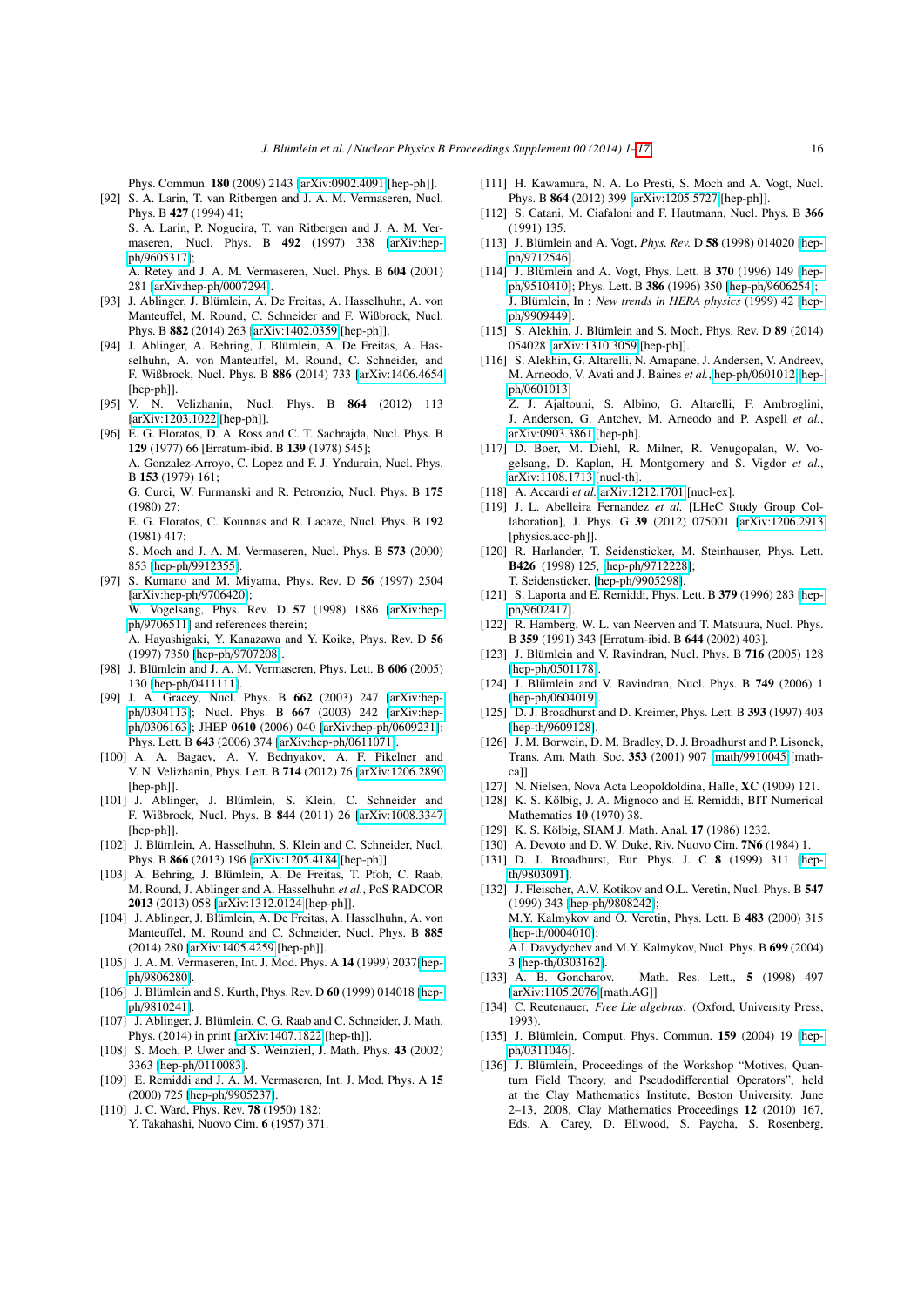Phys. Commun. **180** (2009) 2143 [arXiv:0902.4091 [hep-ph]].

[92] S. A. Larin, T. van Ritbergen and J. A. M. Vermaseren, Nucl. Phys. B **427** (1994) 41;
S. A. Larin, P. Nogueira, T. van Ritbergen and J. A. M. Vermaseren, Nucl. Phys. B **492** (1997) 338 [arXiv:hep-ph/9605317];
A. Retey and J. A. M. Vermaseren, Nucl. Phys. B **604** (2001) 281 [arXiv:hep-ph/0007294].

[93] J. Ablinger, J. Blümlein, A. De Freitas, A. Hasselhuhn, A. von Manteuffel, M. Round, C. Schneider and F. Wißbrock, Nucl. Phys. B **882** (2014) 263 [arXiv:1402.0359 [hep-ph]].

[94] J. Ablinger, A. Behring, J. Blümlein, A. De Freitas, A. Hasselhuhn, A. von Manteuffel, M. Round, C. Schneider, and F. Wißbrock, Nucl. Phys. B **886** (2014) 733 [arXiv:1406.4654 [hep-ph]].

[95] V. N. Velizhanin, Nucl. Phys. B **864** (2012) 113 [arXiv:1203.1022 [hep-ph]].

[96] E. G. Floratos, D. A. Ross and C. T. Sachrajda, Nucl. Phys. B **129** (1977) 66 [Erratum-ibid. B **139** (1978) 545];
A. Gonzalez-Arroyo, C. Lopez and F. J. Yndurain, Nucl. Phys. B **153** (1979) 161;
G. Curci, W. Furmanski and R. Petronzio, Nucl. Phys. B **175** (1980) 27;
E. G. Floratos, C. Kounnas and R. Lacaze, Nucl. Phys. B **192** (1981) 417;
S. Moch and J. A. M. Vermaseren, Nucl. Phys. B **573** (2000) 853 [hep-ph/9912355].

[97] S. Kumano and M. Miyama, Phys. Rev. D **56** (1997) 2504 [arXiv:hep-ph/9706420];
W. Vogelsang, Phys. Rev. D **57** (1998) 1886 [arXiv:hep-ph/9706511] and references therein;
A. Hayashigaki, Y. Kanazawa and Y. Koike, Phys. Rev. D **56** (1997) 7350 [hep-ph/9707208].

[98] J. Blümlein and J. A. M. Vermaseren, Phys. Lett. B **606** (2005) 130 [hep-ph/0411111].

[99] J. A. Gracey, Nucl. Phys. B **662** (2003) 247 [arXiv:hep-ph/0304113]; Nucl. Phys. B **667** (2003) 242 [arXiv:hep-ph/0306163]; JHEP **0610** (2006) 040 [arXiv:hep-ph/0609231]; Phys. Lett. B **643** (2006) 374 [arXiv:hep-ph/0611071].

[100] A. A. Bagaev, A. V. Bednyakov, A. F. Pikelner and V. N. Velizhanin, Phys. Lett. B **714** (2012) 76 [arXiv:1206.2890 [hep-ph]].

[101] J. Ablinger, J. Blümlein, S. Klein, C. Schneider and F. Wißbrock, Nucl. Phys. B **844** (2011) 26 [arXiv:1008.3347 [hep-ph]].

[102] J. Blümlein, A. Hasselhuhn, S. Klein and C. Schneider, Nucl. Phys. B **866** (2013) 196 [arXiv:1205.4184 [hep-ph]].

[103] A. Behring, J. Blümlein, A. De Freitas, T. Pfoh, C. Raab, M. Round, J. Ablinger and A. Hasselhuhn *et al.*, PoS RADCOR **2013** (2013) 058 [arXiv:1312.0124 [hep-ph]].

[104] J. Ablinger, J. Blümlein, A. De Freitas, A. Hasselhuhn, A. von Manteuffel, M. Round and C. Schneider, Nucl. Phys. B **885** (2014) 280 [arXiv:1405.4259 [hep-ph]].

[105] J. A. M. Vermaseren, Int. J. Mod. Phys. A **14** (1999) 2037[hep-ph/9806280].

[106] J. Blümlein and S. Kurth, Phys. Rev. D **60** (1999) 014018 [hep-ph/9810241].

[107] J. Ablinger, J. Blümlein, C. G. Raab and C. Schneider, J. Math. Phys. (2014) in print [arXiv:1407.1822 [hep-th]].

[108] S. Moch, P. Uwer and S. Weinzierl, J. Math. Phys. **43** (2002) 3363 [hep-ph/0110083].

[109] E. Remiddi and J. A. M. Vermaseren, Int. J. Mod. Phys. A **15** (2000) 725 [hep-ph/9905237].

[110] J. C. Ward, Phys. Rev. **78** (1950) 182;
Y. Takahashi, Nuovo Cim. **6** (1957) 371.

[111] H. Kawamura, N. A. Lo Presti, S. Moch and A. Vogt, Nucl. Phys. B **864** (2012) 399 [arXiv:1205.5727 [hep-ph]].

[112] S. Catani, M. Ciafaloni and F. Hautmann, Nucl. Phys. B **366** (1991) 135.

[113] J. Blümlein and A. Vogt, *Phys. Rev.* D **58** (1998) 014020 [hep-ph/9712546].

[114] J. Blümlein and A. Vogt, Phys. Lett. B **370** (1996) 149 [hep-ph/9510410]; Phys. Lett. B **386** (1996) 350 [hep-ph/9606254]; J. Blümlein, In : *New trends in HERA physics* (1999) 42 [hep-ph/9909449].

[115] S. Alekhin, J. Blümlein and S. Moch, Phys. Rev. D **89** (2014) 054028 [arXiv:1310.3059 [hep-ph]].

[116] S. Alekhin, G. Altarelli, N. Amapane, J. Andersen, V. Andreev, M. Arneodo, V. Avati and J. Baines *et al.*, hep-ph/0601012; hep-ph/0601013;
Z. J. Ajaltouni, S. Albino, G. Altarelli, F. Ambroglini, J. Anderson, G. Antchev, M. Arneodo and P. Aspell *et al.*, arXiv:0903.3861 [hep-ph].

[117] D. Boer, M. Diehl, R. Milner, R. Venugopalan, W. Vogelsang, D. Kaplan, H. Montgomery and S. Vigdor *et al.*, arXiv:1108.1713 [nucl-th].

[118] A. Accardi *et al.* arXiv:1212.1701 [nucl-ex].

[119] J. L. Abelleira Fernandez *et al.* [LHeC Study Group Collaboration], J. Phys. G **39** (2012) 075001 [arXiv:1206.2913 [physics.acc-ph]].

[120] R. Harlander, T. Seidensticker, M. Steinhauser, Phys. Lett. **B426** (1998) 125, [hep-ph/9712228];
T. Seidensticker, [hep-ph/9905298].

[121] S. Laporta and E. Remiddi, Phys. Lett. B **379** (1996) 283 [hep-ph/9602417].

[122] R. Hamberg, W. L. van Neerven and T. Matsuura, Nucl. Phys. B **359** (1991) 343 [Erratum-ibid. B **644** (2002) 403].

[123] J. Blümlein and V. Ravindran, Nucl. Phys. B **716** (2005) 128 [hep-ph/0501178].

[124] J. Blümlein and V. Ravindran, Nucl. Phys. B **749** (2006) 1 [hep-ph/0604019].

[125] D. J. Broadhurst and D. Kreimer, Phys. Lett. B **393** (1997) 403 [hep-th/9609128].

[126] J. M. Borwein, D. M. Bradley, D. J. Broadhurst and P. Lisonek, Trans. Am. Math. Soc. **353** (2001) 907 [math/9910045 [math-ca]].

[127] N. Nielsen, Nova Acta Leopoldoldina, Halle, **XC** (1909) 121.

[128] K. S. Kölbig, J. A. Mignoco and E. Remiddi, BIT Numerical Mathematics **10** (1970) 38.

[129] K. S. Kölbig, SIAM J. Math. Anal. **17** (1986) 1232.

[130] A. Devoto and D. W. Duke, Riv. Nuovo Cim. **7N6** (1984) 1.

[131] D. J. Broadhurst, Eur. Phys. J. C **8** (1999) 311 [hep-th/9803091].

[132] J. Fleischer, A.V. Kotikov and O.L. Veretin, Nucl. Phys. B **547** (1999) 343 [hep-ph/9808242];
M.Y. Kalmykov and O. Veretin, Phys. Lett. B **483** (2000) 315 [hep-th/0004010];
A.I. Davydychev and M.Y. Kalmykov, Nucl. Phys. B **699** (2004) 3 [hep-th/0303162].

[133] A. B. Goncharov. Math. Res. Lett., **5** (1998) 497 [arXiv:1105.2076 [math.AG]]

[134] C. Reutenauer, *Free Lie algebras.* (Oxford, University Press, 1993).

[135] J. Blümlein, Comput. Phys. Commun. **159** (2004) 19 [hep-ph/0311046].

[136] J. Blümlein, Proceedings of the Workshop "Motives, Quantum Field Theory, and Pseudodifferential Operators", held at the Clay Mathematics Institute, Boston University, June 2–13, 2008, Clay Mathematics Proceedings **12** (2010) 167, Eds. A. Carey, D. Ellwood, S. Paycha, S. Rosenberg,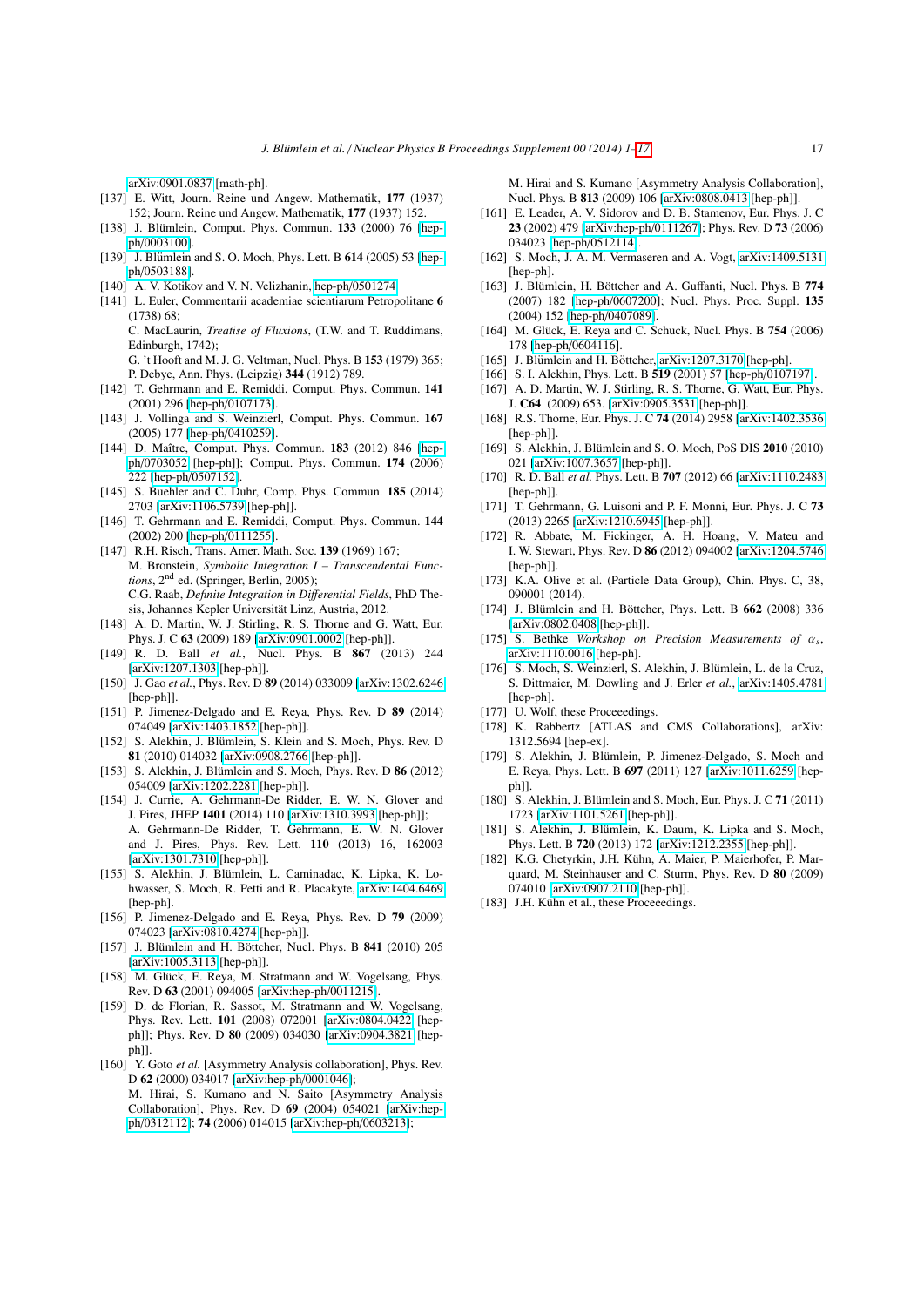arXiv:0901.0837 [math-ph].

[137] E. Witt, Journ. Reine und Angew. Mathematik, **177** (1937) 152; Journ. Reine und Angew. Mathematik, **177** (1937) 152.

[138] J. Blümlein, Comput. Phys. Commun. **133** (2000) 76 [hep-ph/0003100].

[139] J. Blümlein and S. O. Moch, Phys. Lett. B **614** (2005) 53 [hep-ph/0503188].

[140] A. V. Kotikov and V. N. Velizhanin, hep-ph/0501274.

[141] L. Euler, Commentarii academiae scientiarum Petropolitane **6** (1738) 68;
C. MacLaurin, *Treatise of Fluxions*, (T.W. and T. Ruddimans, Edinburgh, 1742);
G. 't Hooft and M. J. G. Veltman, Nucl. Phys. B **153** (1979) 365;
P. Debye, Ann. Phys. (Leipzig) **344** (1912) 789.

[142] T. Gehrmann and E. Remiddi, Comput. Phys. Commun. **141** (2001) 296 [hep-ph/0107173].

[143] J. Vollinga and S. Weinzierl, Comput. Phys. Commun. **167** (2005) 177 [hep-ph/0410259].

[144] D. Maître, Comput. Phys. Commun. **183** (2012) 846 [hep-ph/0703052 [hep-ph]]; Comput. Phys. Commun. **174** (2006) 222 [hep-ph/0507152].

[145] S. Buehler and C. Duhr, Comp. Phys. Commun. **185** (2014) 2703 [arXiv:1106.5739 [hep-ph]].

[146] T. Gehrmann and E. Remiddi, Comput. Phys. Commun. **144** (2002) 200 [hep-ph/0111255].

[147] R.H. Risch, Trans. Amer. Math. Soc. **139** (1969) 167;
M. Bronstein, *Symbolic Integration I – Transcendental Functions*, 2nd ed. (Springer, Berlin, 2005);
C.G. Raab, *Definite Integration in Differential Fields*, PhD Thesis, Johannes Kepler Universität Linz, Austria, 2012.

[148] A. D. Martin, W. J. Stirling, R. S. Thorne and G. Watt, Eur. Phys. J. C **63** (2009) 189 [arXiv:0901.0002 [hep-ph]].

[149] R. D. Ball *et al.*, Nucl. Phys. B **867** (2013) 244 [arXiv:1207.1303 [hep-ph]].

[150] J. Gao *et al.*, Phys. Rev. D **89** (2014) 033009 [arXiv:1302.6246 [hep-ph]].

[151] P. Jimenez-Delgado and E. Reya, Phys. Rev. D **89** (2014) 074049 [arXiv:1403.1852 [hep-ph]].

[152] S. Alekhin, J. Blümlein, S. Klein and S. Moch, Phys. Rev. D **81** (2010) 014032 [arXiv:0908.2766 [hep-ph]].

[153] S. Alekhin, J. Blümlein and S. Moch, Phys. Rev. D **86** (2012) 054009 [arXiv:1202.2281 [hep-ph]].

[154] J. Currie, A. Gehrmann-De Ridder, E. W. N. Glover and J. Pires, JHEP **1401** (2014) 110 [arXiv:1310.3993 [hep-ph]];
A. Gehrmann-De Ridder, T. Gehrmann, E. W. N. Glover and J. Pires, Phys. Rev. Lett. **110** (2013) 16, 162003 [arXiv:1301.7310 [hep-ph]].

[155] S. Alekhin, J. Blümlein, L. Caminadac, K. Lipka, K. Lohwasser, S. Moch, R. Petti and R. Placakyte, arXiv:1404.6469 [hep-ph].

[156] P. Jimenez-Delgado and E. Reya, Phys. Rev. D **79** (2009) 074023 [arXiv:0810.4274 [hep-ph]].

[157] J. Blümlein and H. Böttcher, Nucl. Phys. B **841** (2010) 205 [arXiv:1005.3113 [hep-ph]].

[158] M. Glück, E. Reya, M. Stratmann and W. Vogelsang, Phys. Rev. D **63** (2001) 094005 [arXiv:hep-ph/0011215].

[159] D. de Florian, R. Sassot, M. Stratmann and W. Vogelsang, Phys. Rev. Lett. **101** (2008) 072001 [arXiv:0804.0422 [hep-ph]]; Phys. Rev. D **80** (2009) 034030 [arXiv:0904.3821 [hep-ph]].

[160] Y. Goto *et al.* [Asymmetry Analysis collaboration], Phys. Rev. D **62** (2000) 034017 [arXiv:hep-ph/0001046];
M. Hirai, S. Kumano and N. Saito [Asymmetry Analysis Collaboration], Phys. Rev. D **69** (2004) 054021 [arXiv:hep-ph/0312112]; **74** (2006) 014015 [arXiv:hep-ph/0603213];
M. Hirai and S. Kumano [Asymmetry Analysis Collaboration], Nucl. Phys. B **813** (2009) 106 [arXiv:0808.0413 [hep-ph]].

[161] E. Leader, A. V. Sidorov and D. B. Stamenov, Eur. Phys. J. C **23** (2002) 479 [arXiv:hep-ph/0111267]; Phys. Rev. D **73** (2006) 034023 [hep-ph/0512114].

[162] S. Moch, J. A. M. Vermaseren and A. Vogt, arXiv:1409.5131 [hep-ph].

[163] J. Blümlein, H. Böttcher and A. Guffanti, Nucl. Phys. B **774** (2007) 182 [hep-ph/0607200]; Nucl. Phys. Proc. Suppl. **135** (2004) 152 [hep-ph/0407089].

[164] M. Glück, E. Reya and C. Schuck, Nucl. Phys. B **754** (2006) 178 [hep-ph/0604116].

[165] J. Blümlein and H. Böttcher, arXiv:1207.3170 [hep-ph].

[166] S. I. Alekhin, Phys. Lett. B **519** (2001) 57 [hep-ph/0107197].

[167] A. D. Martin, W. J. Stirling, R. S. Thorne, G. Watt, Eur. Phys. J. **C64** (2009) 653. [arXiv:0905.3531 [hep-ph]].

[168] R.S. Thorne, Eur. Phys. J. C **74** (2014) 2958 [arXiv:1402.3536 [hep-ph]].

[169] S. Alekhin, J. Blümlein and S. O. Moch, PoS DIS **2010** (2010) 021 [arXiv:1007.3657 [hep-ph]].

[170] R. D. Ball *et al.* Phys. Lett. B **707** (2012) 66 [arXiv:1110.2483 [hep-ph]].

[171] T. Gehrmann, G. Luisoni and P. F. Monni, Eur. Phys. J. C **73** (2013) 2265 [arXiv:1210.6945 [hep-ph]].

[172] R. Abbate, M. Fickinger, A. H. Hoang, V. Mateu and I. W. Stewart, Phys. Rev. D **86** (2012) 094002 [arXiv:1204.5746 [hep-ph]].

[173] K.A. Olive et al. (Particle Data Group), Chin. Phys. C, 38, 090001 (2014).

[174] J. Blümlein and H. Böttcher, Phys. Lett. B **662** (2008) 336 [arXiv:0802.0408 [hep-ph]].

[175] S. Bethke *Workshop on Precision Measurements of $\alpha_s$*, arXiv:1110.0016 [hep-ph].

[176] S. Moch, S. Weinzierl, S. Alekhin, J. Blümlein, L. de la Cruz, S. Dittmaier, M. Dowling and J. Erler *et al.*, arXiv:1405.4781 [hep-ph].

[177] U. Wolf, these Proceedings.

[178] K. Rabbertz [ATLAS and CMS Collaborations], arXiv: 1312.5694 [hep-ex].

[179] S. Alekhin, J. Blümlein, P. Jimenez-Delgado, S. Moch and E. Reya, Phys. Lett. B **697** (2011) 127 [arXiv:1011.6259 [hep-ph]].

[180] S. Alekhin, J. Blümlein and S. Moch, Eur. Phys. J. C **71** (2011) 1723 [arXiv:1101.5261 [hep-ph]].

[181] S. Alekhin, J. Blümlein, K. Daum, K. Lipka and S. Moch, Phys. Lett. B **720** (2013) 172 [arXiv:1212.2355 [hep-ph]].

[182] K.G. Chetyrkin, J.H. Kühn, A. Maier, P. Maierhofer, P. Marquard, M. Steinhauser and C. Sturm, Phys. Rev. D **80** (2009) 074010 [arXiv:0907.2110 [hep-ph]].

[183] J.H. Kühn et al., these Proceeedings.